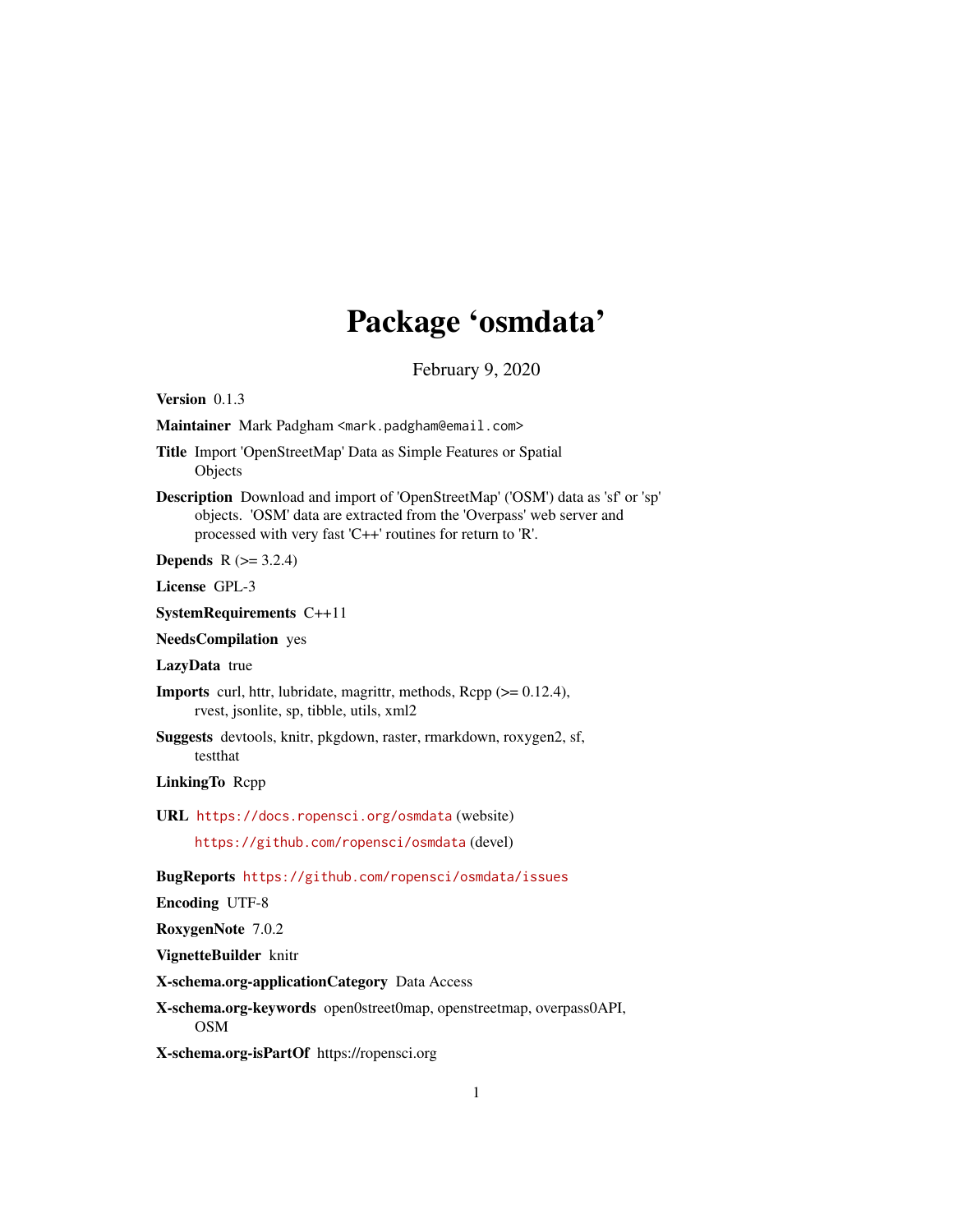# Package 'osmdata'

February 9, 2020

**Version** 0.1.3

**Maintainer** Mark Padgham <mark.padgham@email.com>

**Title** Import 'OpenStreetMap' Data as Simple Features or Spatial Objects

**Description** Download and import of 'OpenStreetMap' ('OSM') data as 'sf' or 'sp' objects. 'OSM' data are extracted from the 'Overpass' web server and processed with very fast 'C++' routines for return to 'R'.

**Depends** R (>= 3.2.4)

**License** GPL-3

**SystemRequirements** C++11

**NeedsCompilation** yes

**LazyData** true

**Imports** curl, httr, lubridate, magrittr, methods, Rcpp (>= 0.12.4), rvest, jsonlite, sp, tibble, utils, xml2

**Suggests** devtools, knitr, pkgdown, raster, rmarkdown, roxygen2, sf, testthat

**LinkingTo** Rcpp

**URL** https://docs.ropensci.org/osmdata (website)

https://github.com/ropensci/osmdata (devel)

**BugReports** https://github.com/ropensci/osmdata/issues

**Encoding** UTF-8

**RoxygenNote** 7.0.2

**VignetteBuilder** knitr

**X-schema.org-applicationCategory** Data Access

**X-schema.org-keywords** open0street0map, openstreetmap, overpass0API, OSM

**X-schema.org-isPartOf** https://ropensci.org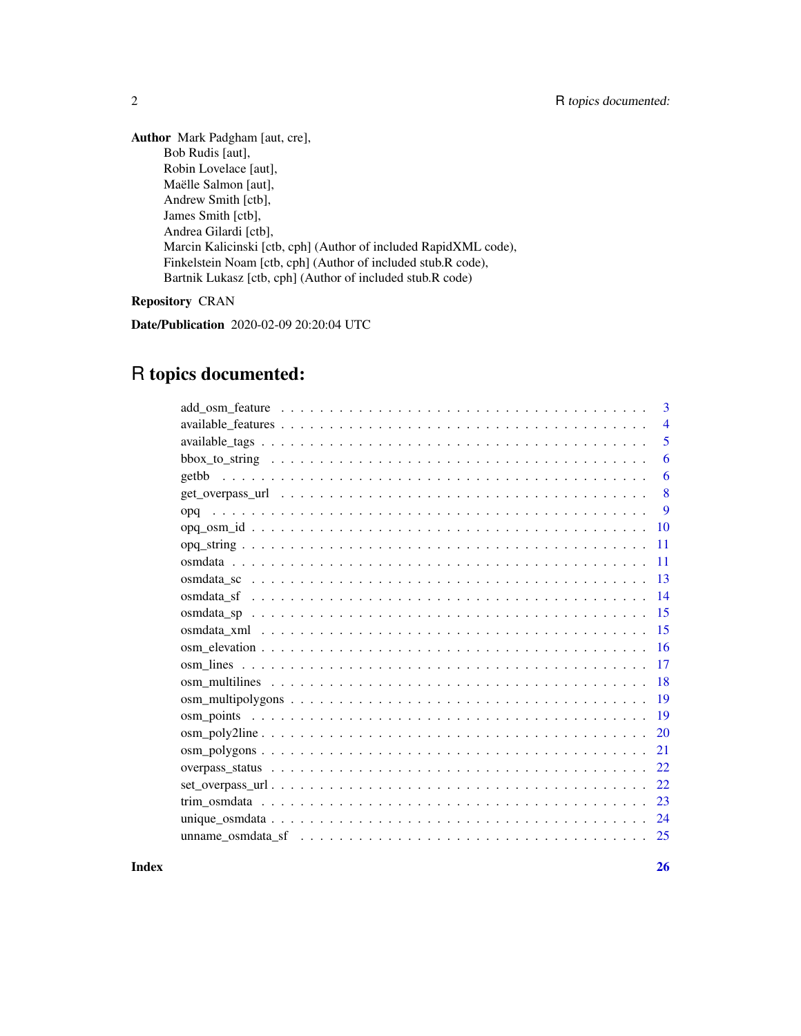**Author** Mark Padgham [aut, cre],
Bob Rudis [aut],
Robin Lovelace [aut],
Maëlle Salmon [aut],
Andrew Smith [ctb],
James Smith [ctb],
Andrea Gilardi [ctb],
Marcin Kalicinski [ctb, cph] (Author of included RapidXML code),
Finkelstein Noam [ctb, cph] (Author of included stub.R code),
Bartnik Lukasz [ctb, cph] (Author of included stub.R code)

**Repository** CRAN

**Date/Publication** 2020-02-09 20:20:04 UTC

# R topics documented:

| | |
|---|---|
| add_osm_feature | 3 |
| available_features | 4 |
| available_tags | 5 |
| bbox_to_string | 6 |
| getbb | 6 |
| get_overpass_url | 8 |
| opq | 9 |
| opq_osm_id | 10 |
| opq_string | 11 |
| osmdata | 11 |
| osmdata_sc | 13 |
| osmdata_sf | 14 |
| osmdata_sp | 15 |
| osmdata_xml | 15 |
| osm_elevation | 16 |
| osm_lines | 17 |
| osm_multilines | 18 |
| osm_multipolygons | 19 |
| osm_points | 19 |
| osm_poly2line | 20 |
| osm_polygons | 21 |
| overpass_status | 22 |
| set_overpass_url | 22 |
| trim_osmdata | 23 |
| unique_osmdata | 24 |
| unname_osmdata_sf | 25 |

**Index** **26**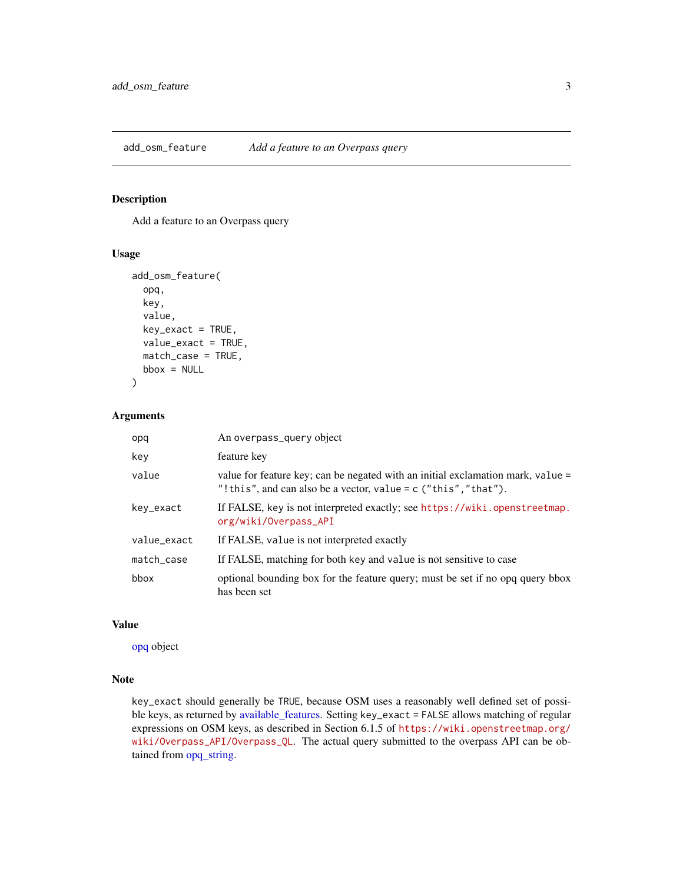## add_osm_feature — *Add a feature to an Overpass query*

### Description

Add a feature to an Overpass query

### Usage

```
add_osm_feature(
  opq,
  key,
  value,
  key_exact = TRUE,
  value_exact = TRUE,
  match_case = TRUE,
  bbox = NULL
)
```

### Arguments

| | |
|---|---|
| `opq` | An `overpass_query` object |
| `key` | feature key |
| `value` | value for feature key; can be negated with an initial exclamation mark, `value = "!this"`, and can also be a vector, `value = c ("this","that")`. |
| `key_exact` | If FALSE, `key` is not interpreted exactly; see https://wiki.openstreetmap.org/wiki/Overpass_API |
| `value_exact` | If FALSE, `value` is not interpreted exactly |
| `match_case` | If FALSE, matching for both `key` and `value` is not sensitive to case |
| `bbox` | optional bounding box for the feature query; must be set if no opq query bbox has been set |

### Value

opq object

### Note

`key_exact` should generally be `TRUE`, because OSM uses a reasonably well defined set of possible keys, as returned by available_features. Setting `key_exact = FALSE` allows matching of regular expressions on OSM keys, as described in Section 6.1.5 of https://wiki.openstreetmap.org/wiki/Overpass_API/Overpass_QL. The actual query submitted to the overpass API can be obtained from opq_string.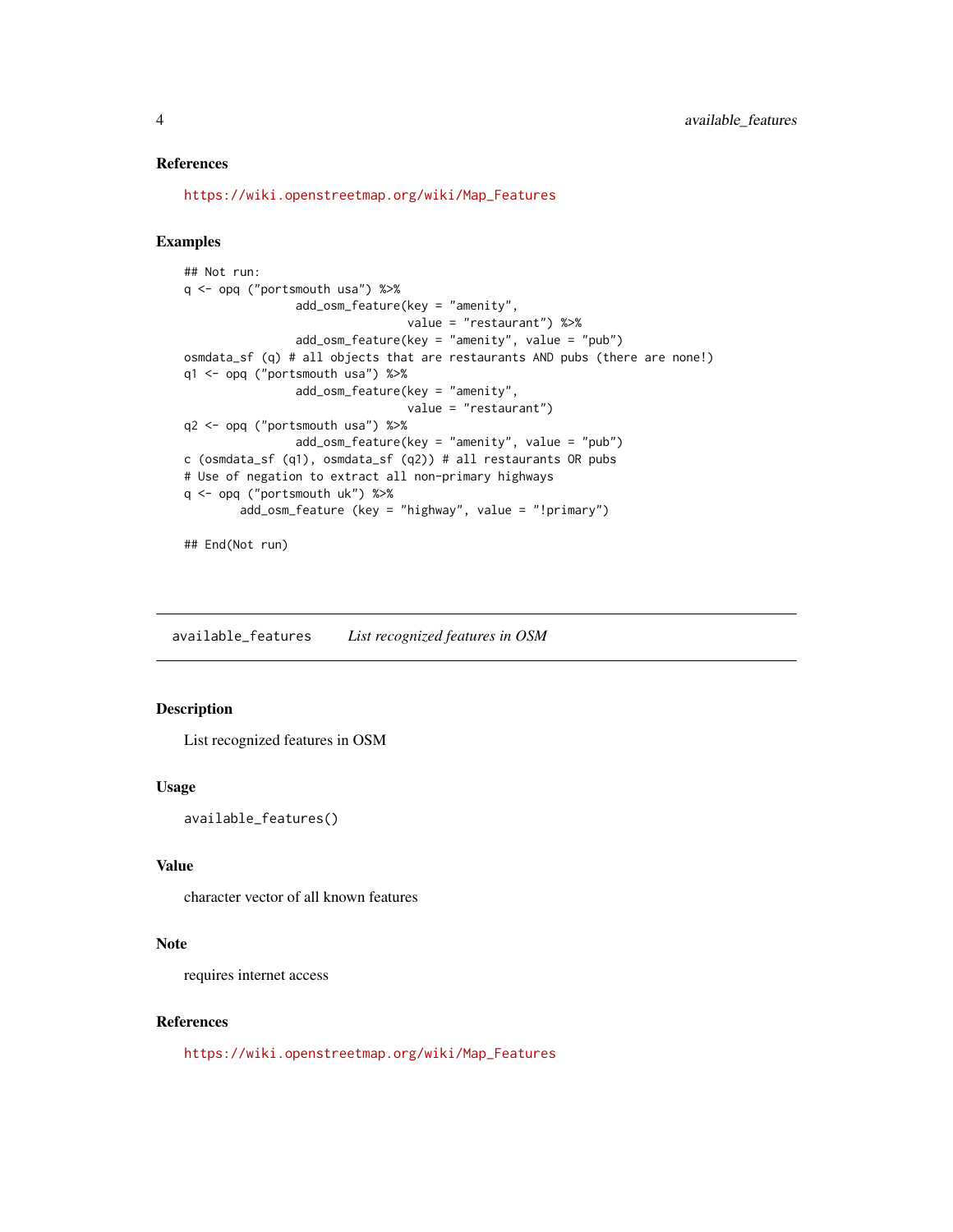### References

https://wiki.openstreetmap.org/wiki/Map_Features

### Examples

```
## Not run:
q <- opq ("portsmouth usa") %>%
                add_osm_feature(key = "amenity",
                                value = "restaurant") %>%
                add_osm_feature(key = "amenity", value = "pub")
osmdata_sf (q) # all objects that are restaurants AND pubs (there are none!)
q1 <- opq ("portsmouth usa") %>%
                add_osm_feature(key = "amenity",
                                value = "restaurant")
q2 <- opq ("portsmouth usa") %>%
                add_osm_feature(key = "amenity", value = "pub")
c (osmdata_sf (q1), osmdata_sf (q2)) # all restaurants OR pubs
# Use of negation to extract all non-primary highways
q <- opq ("portsmouth uk") %>%
        add_osm_feature (key = "highway", value = "!primary")

## End(Not run)
```

---

## available_features    *List recognized features in OSM*

### Description

List recognized features in OSM

### Usage

```
available_features()
```

### Value

character vector of all known features

### Note

requires internet access

### References

https://wiki.openstreetmap.org/wiki/Map_Features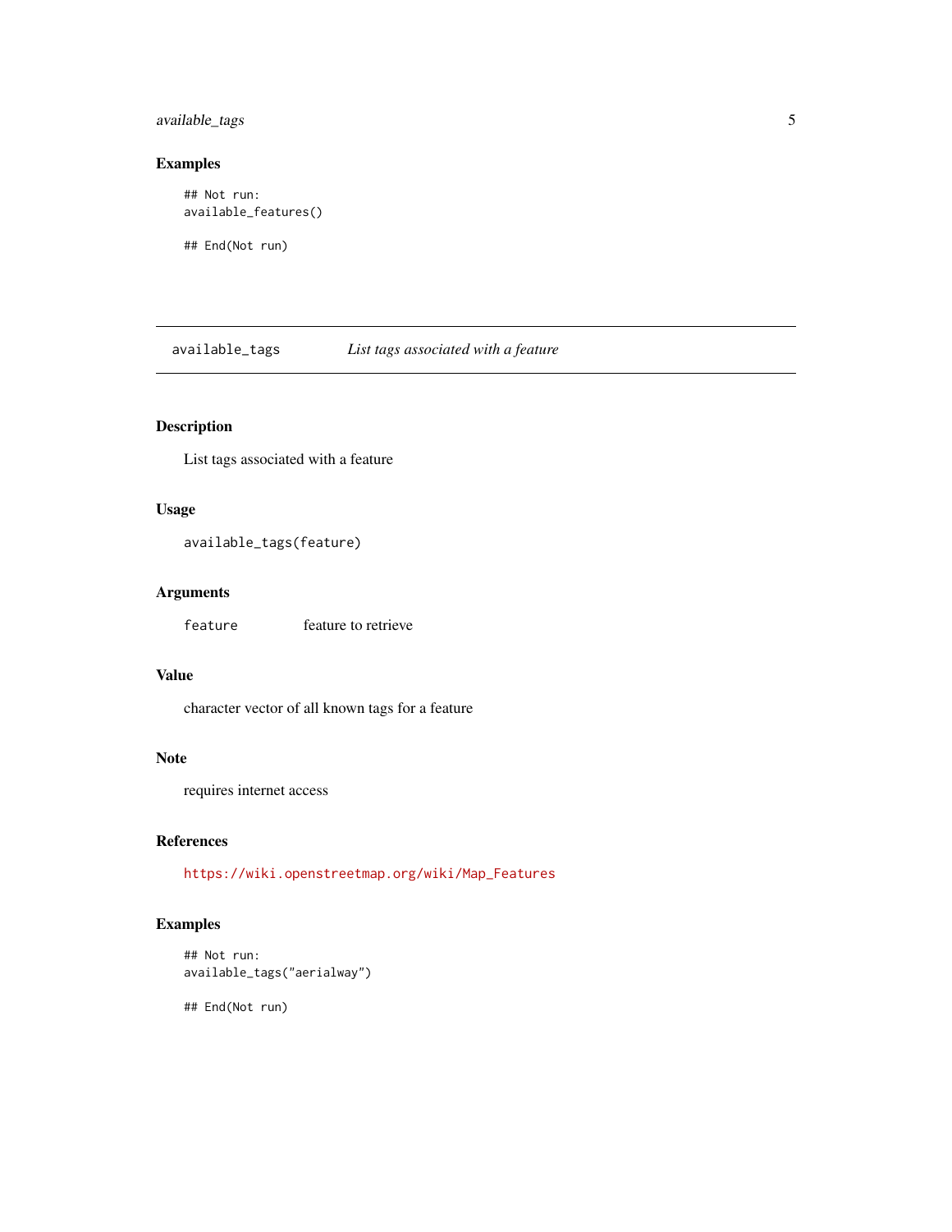### Examples

```
## Not run:
available_features()

## End(Not run)
```

---

## available_tags — *List tags associated with a feature*

### Description

List tags associated with a feature

### Usage

```
available_tags(feature)
```

### Arguments

| | |
|---|---|
| `feature` | feature to retrieve |

### Value

character vector of all known tags for a feature

### Note

requires internet access

### References

https://wiki.openstreetmap.org/wiki/Map_Features

### Examples

```
## Not run:
available_tags("aerialway")

## End(Not run)
```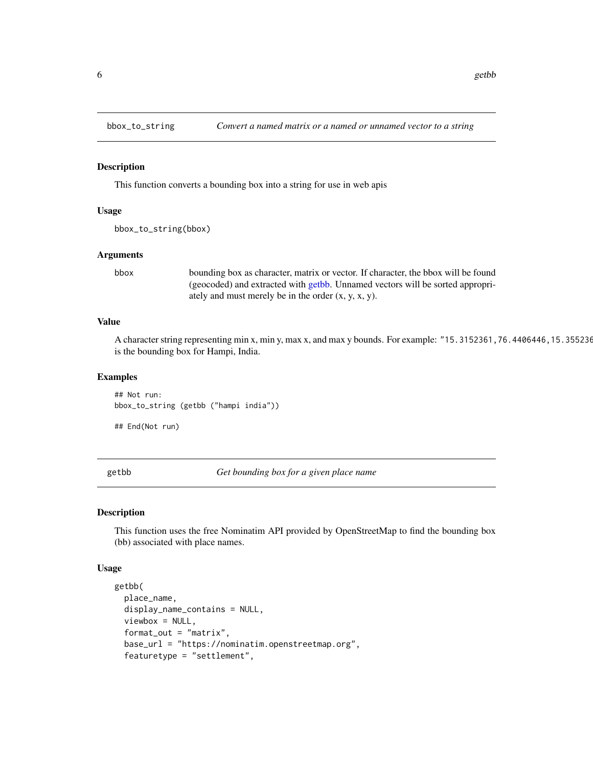## bbox_to_string — *Convert a named matrix or a named or unnamed vector to a string*

### Description

This function converts a bounding box into a string for use in web apis

### Usage

```
bbox_to_string(bbox)
```

### Arguments

| | |
|---|---|
| bbox | bounding box as character, matrix or vector. If character, the bbox will be found (geocoded) and extracted with getbb. Unnamed vectors will be sorted appropriately and must merely be in the order (x, y, x, y). |

### Value

A character string representing min x, min y, max x, and max y bounds. For example: "15.3152361,76.4406446,15.355236 is the bounding box for Hampi, India.

### Examples

```
## Not run:
bbox_to_string (getbb ("hampi india"))

## End(Not run)
```

## getbb — *Get bounding box for a given place name*

### Description

This function uses the free Nominatim API provided by OpenStreetMap to find the bounding box (bb) associated with place names.

### Usage

```
getbb(
  place_name,
  display_name_contains = NULL,
  viewbox = NULL,
  format_out = "matrix",
  base_url = "https://nominatim.openstreetmap.org",
  featuretype = "settlement",
```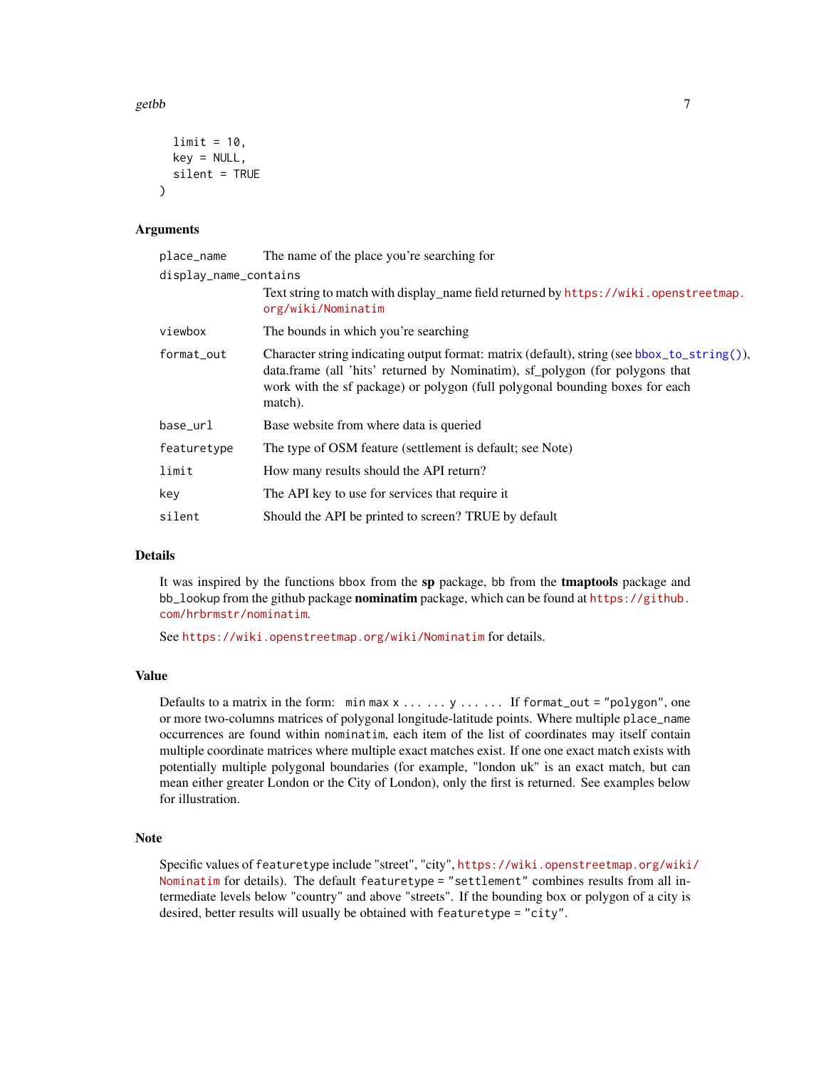```
  limit = 10,
  key = NULL,
  silent = TRUE
)
```

## Arguments

| | |
|---|---|
| place_name | The name of the place you're searching for |
| display_name_contains | Text string to match with display_name field returned by https://wiki.openstreetmap.org/wiki/Nominatim |
| viewbox | The bounds in which you're searching |
| format_out | Character string indicating output format: matrix (default), string (see bbox_to_string()), data.frame (all 'hits' returned by Nominatim), sf_polygon (for polygons that work with the sf package) or polygon (full polygonal bounding boxes for each match). |
| base_url | Base website from where data is queried |
| featuretype | The type of OSM feature (settlement is default; see Note) |
| limit | How many results should the API return? |
| key | The API key to use for services that require it |
| silent | Should the API be printed to screen? TRUE by default |

## Details

It was inspired by the functions bbox from the **sp** package, bb from the **tmaptools** package and bb_lookup from the github package **nominatim** package, which can be found at https://github.com/hrbrmstr/nominatim.

See https://wiki.openstreetmap.org/wiki/Nominatim for details.

## Value

Defaults to a matrix in the form: `min max x ... ... y ... ...` If `format_out = "polygon"`, one or more two-columns matrices of polygonal longitude-latitude points. Where multiple `place_name` occurrences are found within `nominatim`, each item of the list of coordinates may itself contain multiple coordinate matrices where multiple exact matches exist. If one one exact match exists with potentially multiple polygonal boundaries (for example, "london uk" is an exact match, but can mean either greater London or the City of London), only the first is returned. See examples below for illustration.

## Note

Specific values of `featuretype` include "street", "city", https://wiki.openstreetmap.org/wiki/Nominatim for details). The default `featuretype = "settlement"` combines results from all intermediate levels below "country" and above "streets". If the bounding box or polygon of a city is desired, better results will usually be obtained with `featuretype = "city"`.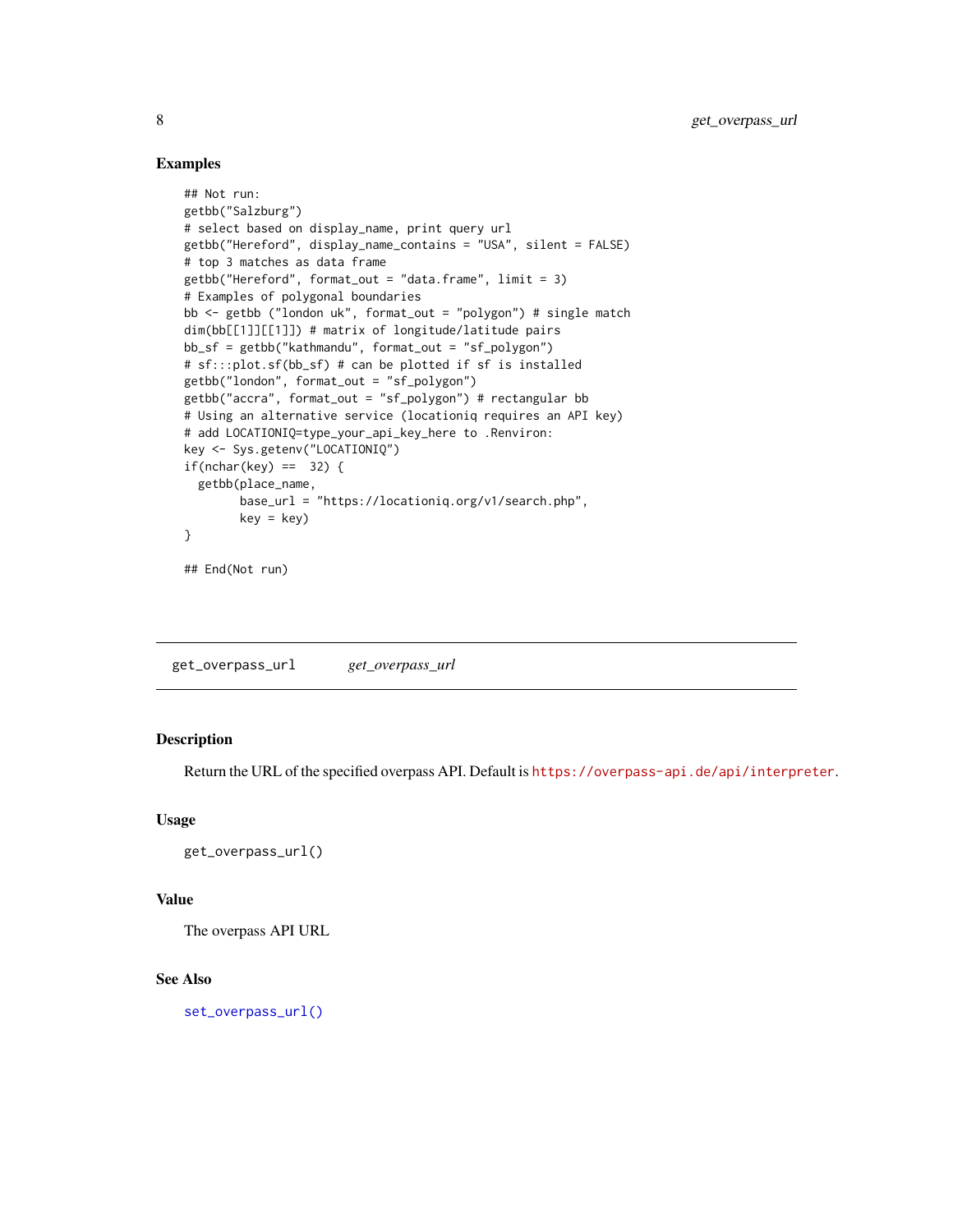### Examples

```
## Not run:
getbb("Salzburg")
# select based on display_name, print query url
getbb("Hereford", display_name_contains = "USA", silent = FALSE)
# top 3 matches as data frame
getbb("Hereford", format_out = "data.frame", limit = 3)
# Examples of polygonal boundaries
bb <- getbb ("london uk", format_out = "polygon") # single match
dim(bb[[1]][[1]]) # matrix of longitude/latitude pairs
bb_sf = getbb("kathmandu", format_out = "sf_polygon")
# sf:::plot.sf(bb_sf) # can be plotted if sf is installed
getbb("london", format_out = "sf_polygon")
getbb("accra", format_out = "sf_polygon") # rectangular bb
# Using an alternative service (locationiq requires an API key)
# add LOCATIONIQ=type_your_api_key_here to .Renviron:
key <- Sys.getenv("LOCATIONIQ")
if(nchar(key) ==  32) {
  getbb(place_name,
        base_url = "https://locationiq.org/v1/search.php",
        key = key)
}

## End(Not run)
```

---

## get_overpass_url *get_overpass_url*

### Description

Return the URL of the specified overpass API. Default is https://overpass-api.de/api/interpreter.

### Usage

```
get_overpass_url()
```

### Value

The overpass API URL

### See Also

set_overpass_url()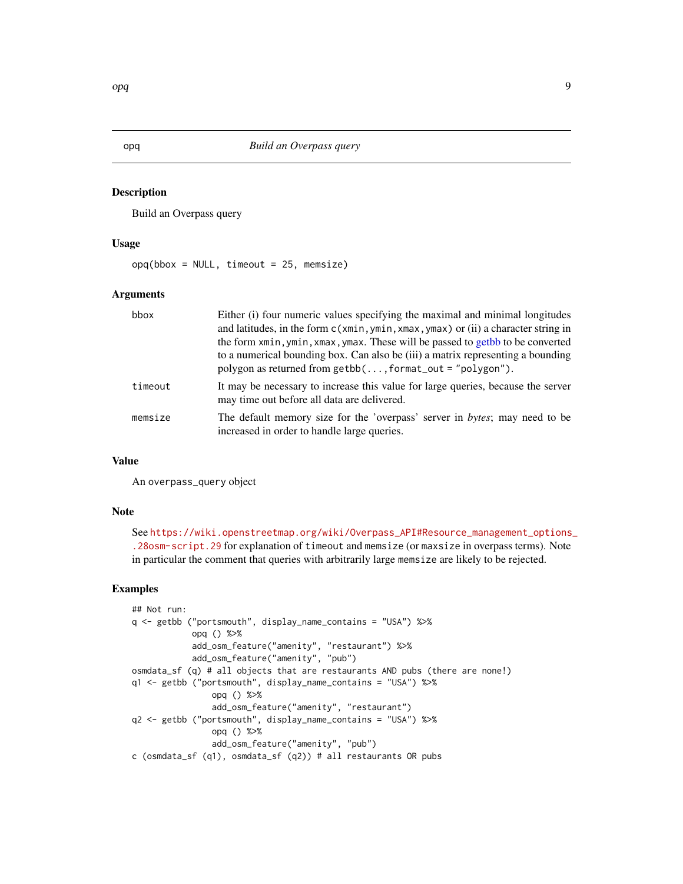## opq — *Build an Overpass query*

### Description

Build an Overpass query

### Usage

```
opq(bbox = NULL, timeout = 25, memsize)
```

### Arguments

| | |
|---|---|
| `bbox` | Either (i) four numeric values specifying the maximal and minimal longitudes and latitudes, in the form `c(xmin,ymin,xmax,ymax)` or (ii) a character string in the form `xmin,ymin,xmax,ymax`. These will be passed to getbb to be converted to a numerical bounding box. Can also be (iii) a matrix representing a bounding polygon as returned from `getbb(...,format_out = "polygon")`. |
| `timeout` | It may be necessary to increase this value for large queries, because the server may time out before all data are delivered. |
| `memsize` | The default memory size for the 'overpass' server in *bytes*; may need to be increased in order to handle large queries. |

### Value

An `overpass_query` object

### Note

See https://wiki.openstreetmap.org/wiki/Overpass_API#Resource_management_options_.28osm-script.29 for explanation of `timeout` and `memsize` (or `maxsize` in overpass terms). Note in particular the comment that queries with arbitrarily large `memsize` are likely to be rejected.

### Examples

```
## Not run:
q <- getbb ("portsmouth", display_name_contains = "USA") %>%
            opq () %>%
            add_osm_feature("amenity", "restaurant") %>%
            add_osm_feature("amenity", "pub")
osmdata_sf (q) # all objects that are restaurants AND pubs (there are none!)
q1 <- getbb ("portsmouth", display_name_contains = "USA") %>%
                opq () %>%
                add_osm_feature("amenity", "restaurant")
q2 <- getbb ("portsmouth", display_name_contains = "USA") %>%
                opq () %>%
                add_osm_feature("amenity", "pub")
c (osmdata_sf (q1), osmdata_sf (q2)) # all restaurants OR pubs
```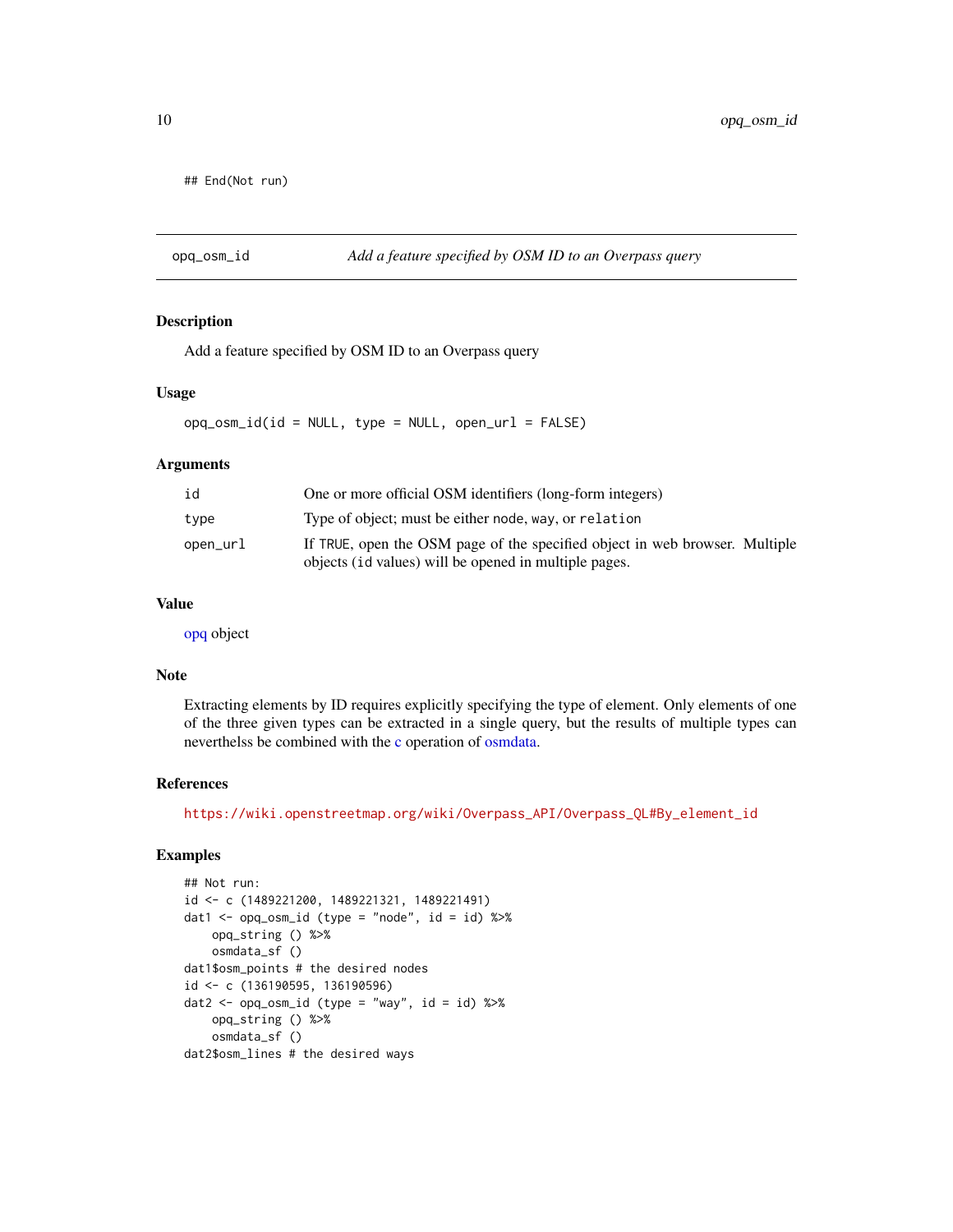```
## End(Not run)
```

## opq_osm_id — *Add a feature specified by OSM ID to an Overpass query*

### Description

Add a feature specified by OSM ID to an Overpass query

### Usage

```
opq_osm_id(id = NULL, type = NULL, open_url = FALSE)
```

### Arguments

| | |
|---|---|
| `id` | One or more official OSM identifiers (long-form integers) |
| `type` | Type of object; must be either `node`, `way`, or `relation` |
| `open_url` | If `TRUE`, open the OSM page of the specified object in web browser. Multiple objects (`id` values) will be opened in multiple pages. |

### Value

opq object

### Note

Extracting elements by ID requires explicitly specifying the type of element. Only elements of one of the three given types can be extracted in a single query, but the results of multiple types can neverthelss be combined with the c operation of osmdata.

### References

https://wiki.openstreetmap.org/wiki/Overpass_API/Overpass_QL#By_element_id

### Examples

```
## Not run:
id <- c (1489221200, 1489221321, 1489221491)
dat1 <- opq_osm_id (type = "node", id = id) %>%
    opq_string () %>%
    osmdata_sf ()
dat1$osm_points # the desired nodes
id <- c (136190595, 136190596)
dat2 <- opq_osm_id (type = "way", id = id) %>%
    opq_string () %>%
    osmdata_sf ()
dat2$osm_lines # the desired ways
```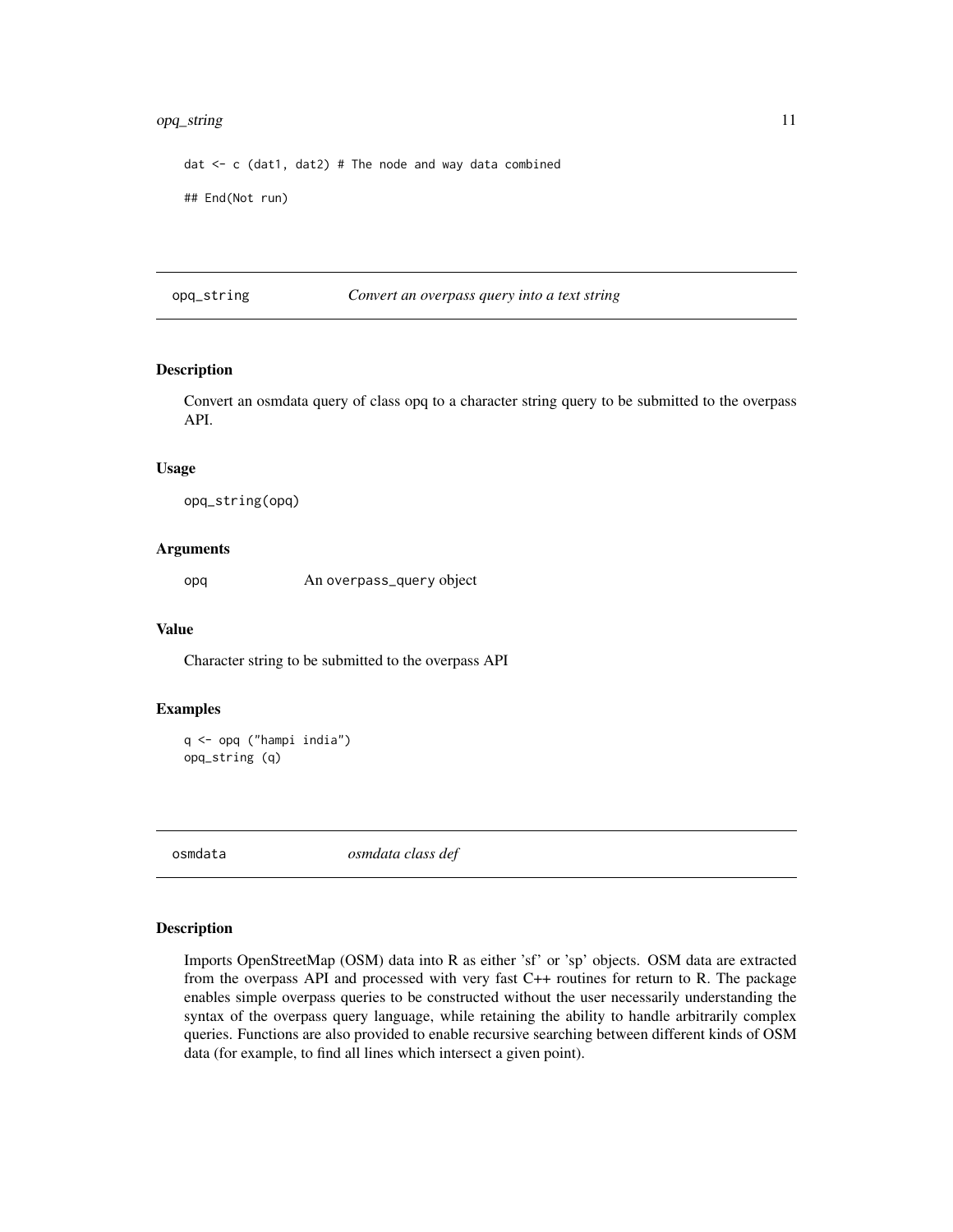```
dat <- c (dat1, dat2) # The node and way data combined

## End(Not run)
```

## opq_string — *Convert an overpass query into a text string*

### Description

Convert an osmdata query of class opq to a character string query to be submitted to the overpass API.

### Usage

```
opq_string(opq)
```

### Arguments

| | |
|---|---|
| opq | An overpass_query object |

### Value

Character string to be submitted to the overpass API

### Examples

```
q <- opq ("hampi india")
opq_string (q)
```

## osmdata — *osmdata class def*

### Description

Imports OpenStreetMap (OSM) data into R as either 'sf' or 'sp' objects. OSM data are extracted from the overpass API and processed with very fast C++ routines for return to R. The package enables simple overpass queries to be constructed without the user necessarily understanding the syntax of the overpass query language, while retaining the ability to handle arbitrarily complex queries. Functions are also provided to enable recursive searching between different kinds of OSM data (for example, to find all lines which intersect a given point).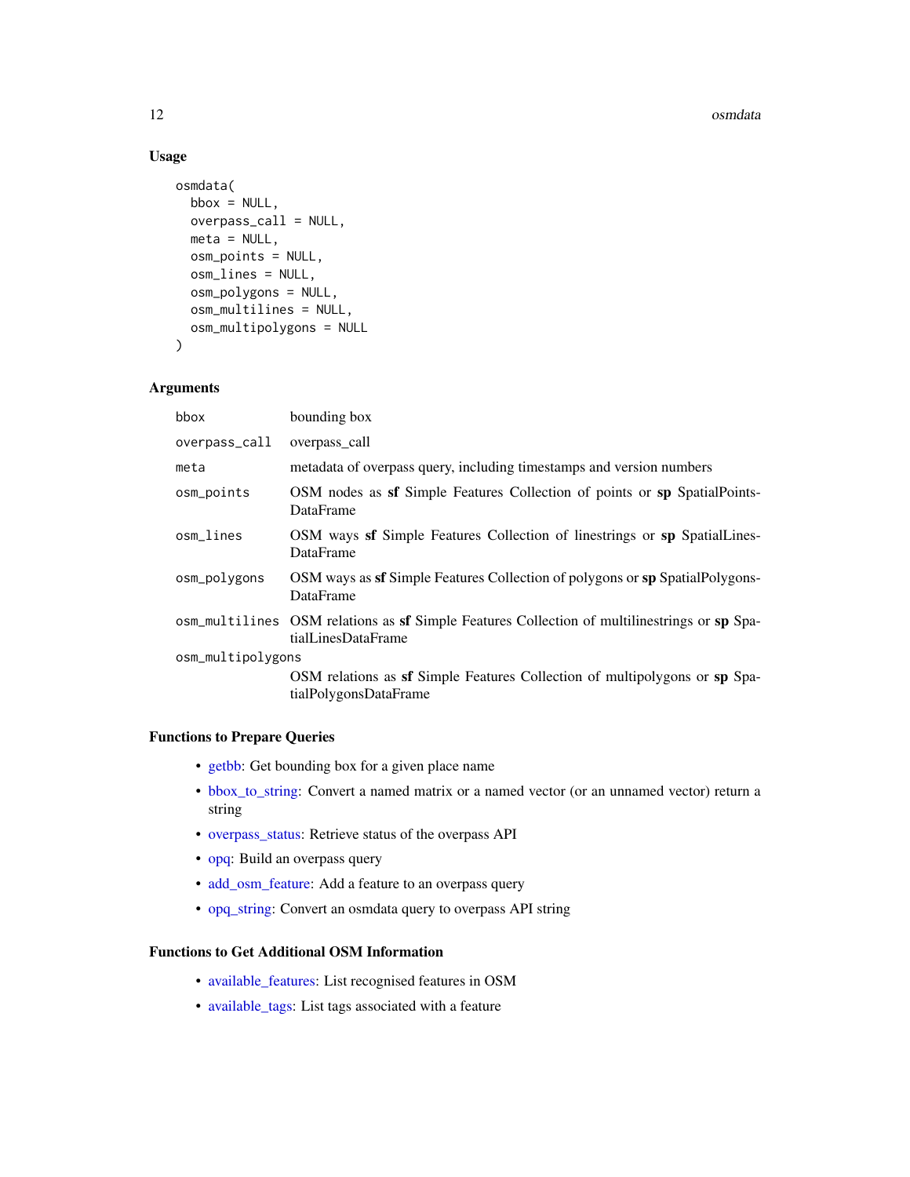### Usage

```
osmdata(
  bbox = NULL,
  overpass_call = NULL,
  meta = NULL,
  osm_points = NULL,
  osm_lines = NULL,
  osm_polygons = NULL,
  osm_multilines = NULL,
  osm_multipolygons = NULL
)
```

### Arguments

| | |
|---|---|
| `bbox` | bounding box |
| `overpass_call` | overpass_call |
| `meta` | metadata of overpass query, including timestamps and version numbers |
| `osm_points` | OSM nodes as **sf** Simple Features Collection of points or **sp** SpatialPointsDataFrame |
| `osm_lines` | OSM ways **sf** Simple Features Collection of linestrings or **sp** SpatialLinesDataFrame |
| `osm_polygons` | OSM ways as **sf** Simple Features Collection of polygons or **sp** SpatialPolygonsDataFrame |
| `osm_multilines` | OSM relations as **sf** Simple Features Collection of multilinestrings or **sp** SpatialLinesDataFrame |
| `osm_multipolygons` | OSM relations as **sf** Simple Features Collection of multipolygons or **sp** SpatialPolygonsDataFrame |

### Functions to Prepare Queries

- getbb: Get bounding box for a given place name
- bbox_to_string: Convert a named matrix or a named vector (or an unnamed vector) return a string
- overpass_status: Retrieve status of the overpass API
- opq: Build an overpass query
- add_osm_feature: Add a feature to an overpass query
- opq_string: Convert an osmdata query to overpass API string

### Functions to Get Additional OSM Information

- available_features: List recognised features in OSM
- available_tags: List tags associated with a feature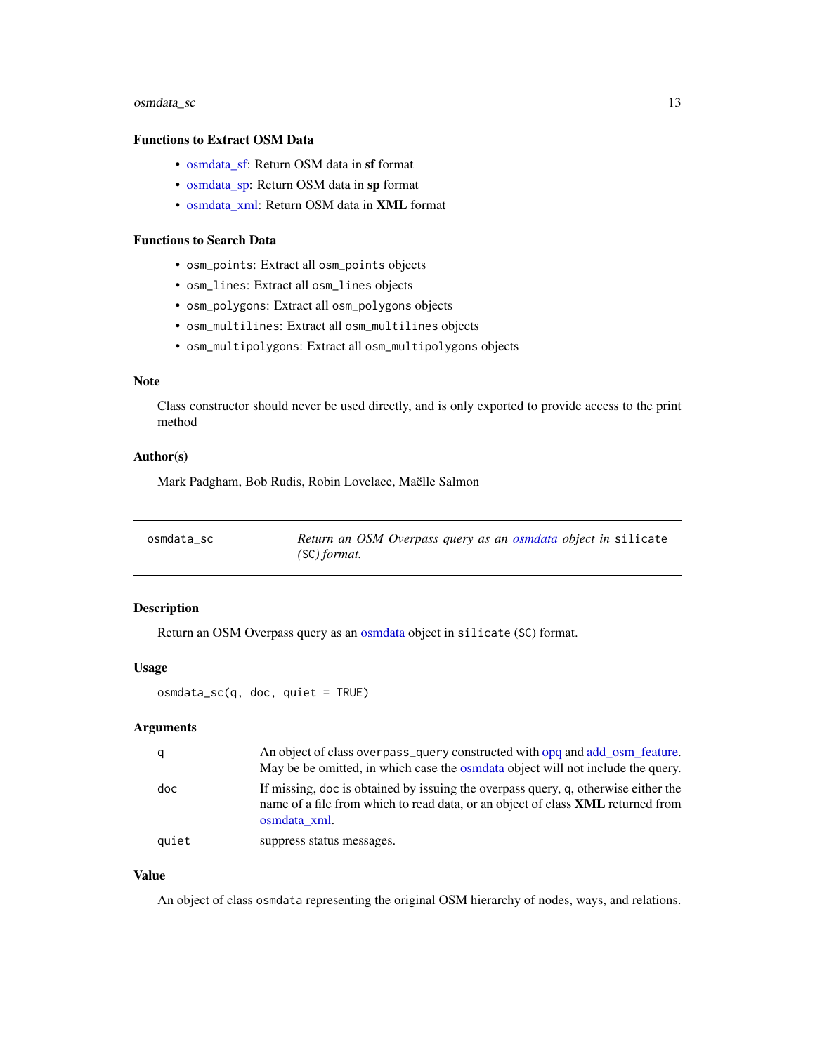### Functions to Extract OSM Data

- osmdata_sf: Return OSM data in **sf** format
- osmdata_sp: Return OSM data in **sp** format
- osmdata_xml: Return OSM data in **XML** format

### Functions to Search Data

- `osm_points`: Extract all `osm_points` objects
- `osm_lines`: Extract all `osm_lines` objects
- `osm_polygons`: Extract all `osm_polygons` objects
- `osm_multilines`: Extract all `osm_multilines` objects
- `osm_multipolygons`: Extract all `osm_multipolygons` objects

### Note

Class constructor should never be used directly, and is only exported to provide access to the print method

### Author(s)

Mark Padgham, Bob Rudis, Robin Lovelace, Maëlle Salmon

---

## osmdata_sc — *Return an OSM Overpass query as an osmdata object in `silicate` (`SC`) format.*

---

### Description

Return an OSM Overpass query as an osmdata object in `silicate` (`SC`) format.

### Usage

```
osmdata_sc(q, doc, quiet = TRUE)
```

### Arguments

| | |
|---|---|
| `q` | An object of class `overpass_query` constructed with opq and add_osm_feature. May be be omitted, in which case the osmdata object will not include the query. |
| `doc` | If missing, `doc` is obtained by issuing the overpass query, `q`, otherwise either the name of a file from which to read data, or an object of class **XML** returned from osmdata_xml. |
| `quiet` | suppress status messages. |

### Value

An object of class `osmdata` representing the original OSM hierarchy of nodes, ways, and relations.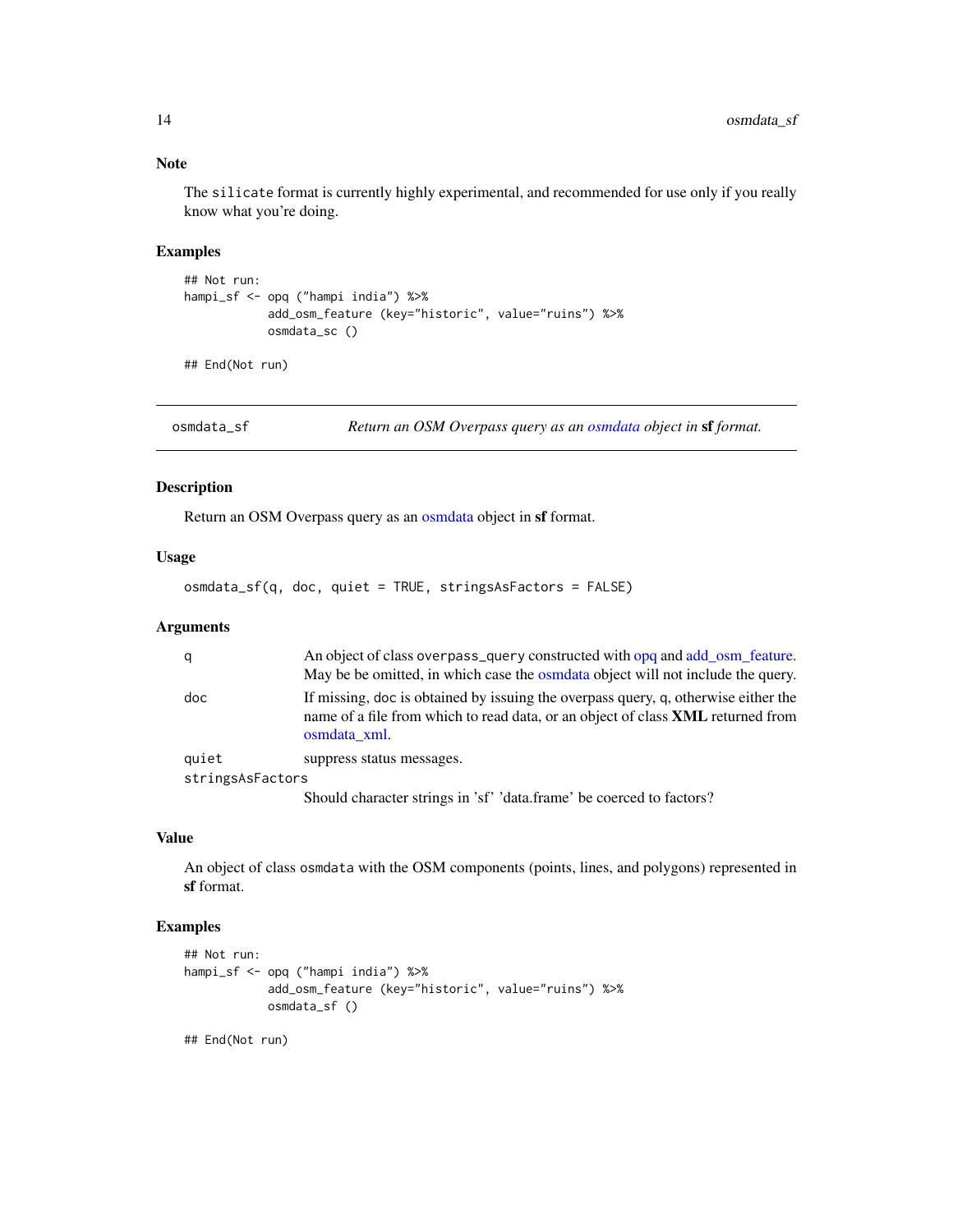### Note

The silicate format is currently highly experimental, and recommended for use only if you really know what you're doing.

### Examples

```
## Not run:
hampi_sf <- opq ("hampi india") %>%
            add_osm_feature (key="historic", value="ruins") %>%
            osmdata_sc ()

## End(Not run)
```

---

## osmdata_sf — *Return an OSM Overpass query as an osmdata object in* **sf** *format.*

---

### Description

Return an OSM Overpass query as an osmdata object in **sf** format.

### Usage

```
osmdata_sf(q, doc, quiet = TRUE, stringsAsFactors = FALSE)
```

### Arguments

| | |
|---|---|
| q | An object of class overpass_query constructed with opq and add_osm_feature. May be be omitted, in which case the osmdata object will not include the query. |
| doc | If missing, doc is obtained by issuing the overpass query, q, otherwise either the name of a file from which to read data, or an object of class **XML** returned from osmdata_xml. |
| quiet | suppress status messages. |
| stringsAsFactors | Should character strings in 'sf' 'data.frame' be coerced to factors? |

### Value

An object of class osmdata with the OSM components (points, lines, and polygons) represented in **sf** format.

### Examples

```
## Not run:
hampi_sf <- opq ("hampi india") %>%
            add_osm_feature (key="historic", value="ruins") %>%
            osmdata_sf ()

## End(Not run)
```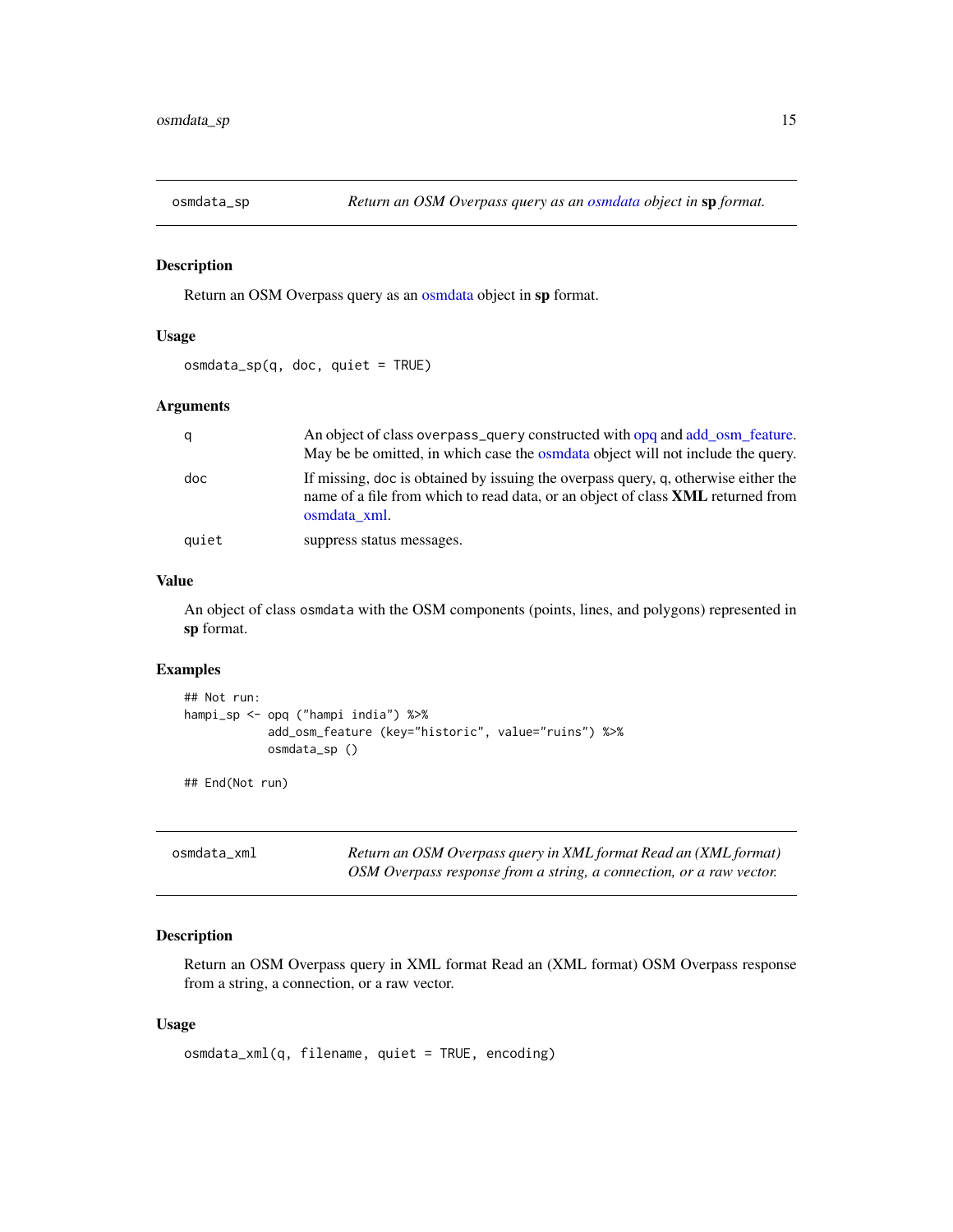## osmdata_sp — *Return an OSM Overpass query as an osmdata object in **sp** format.*

### Description

Return an OSM Overpass query as an osmdata object in **sp** format.

### Usage

```
osmdata_sp(q, doc, quiet = TRUE)
```

### Arguments

| | |
|---|---|
| q | An object of class `overpass_query` constructed with opq and add_osm_feature. May be be omitted, in which case the osmdata object will not include the query. |
| doc | If missing, doc is obtained by issuing the overpass query, q, otherwise either the name of a file from which to read data, or an object of class **XML** returned from osmdata_xml. |
| quiet | suppress status messages. |

### Value

An object of class `osmdata` with the OSM components (points, lines, and polygons) represented in **sp** format.

### Examples

```
## Not run:
hampi_sp <- opq ("hampi india") %>%
            add_osm_feature (key="historic", value="ruins") %>%
            osmdata_sp ()

## End(Not run)
```

## osmdata_xml — *Return an OSM Overpass query in XML format Read an (XML format) OSM Overpass response from a string, a connection, or a raw vector.*

### Description

Return an OSM Overpass query in XML format Read an (XML format) OSM Overpass response from a string, a connection, or a raw vector.

### Usage

```
osmdata_xml(q, filename, quiet = TRUE, encoding)
```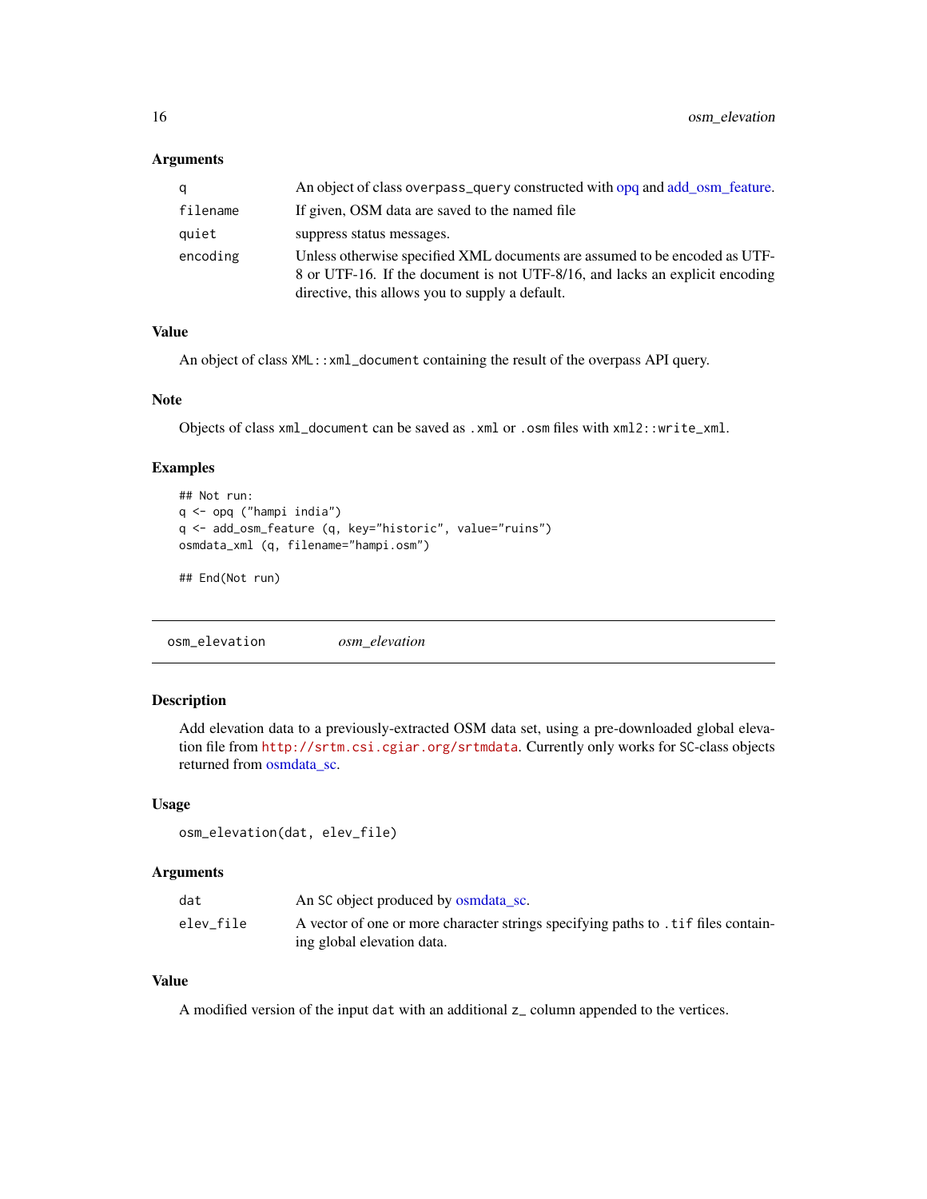### Arguments

| | |
|---|---|
| q | An object of class `overpass_query` constructed with opq and add_osm_feature. |
| filename | If given, OSM data are saved to the named file |
| quiet | suppress status messages. |
| encoding | Unless otherwise specified XML documents are assumed to be encoded as UTF-8 or UTF-16. If the document is not UTF-8/16, and lacks an explicit encoding directive, this allows you to supply a default. |

### Value

An object of class `XML::xml_document` containing the result of the overpass API query.

### Note

Objects of class `xml_document` can be saved as `.xml` or `.osm` files with `xml2::write_xml`.

### Examples

```
## Not run:
q <- opq ("hampi india")
q <- add_osm_feature (q, key="historic", value="ruins")
osmdata_xml (q, filename="hampi.osm")

## End(Not run)
```

---

## osm_elevation — *osm_elevation*

### Description

Add elevation data to a previously-extracted OSM data set, using a pre-downloaded global elevation file from http://srtm.csi.cgiar.org/srtmdata. Currently only works for SC-class objects returned from osmdata_sc.

### Usage

```
osm_elevation(dat, elev_file)
```

### Arguments

| | |
|---|---|
| dat | An SC object produced by osmdata_sc. |
| elev_file | A vector of one or more character strings specifying paths to `.tif` files containing global elevation data. |

### Value

A modified version of the input `dat` with an additional `z_` column appended to the vertices.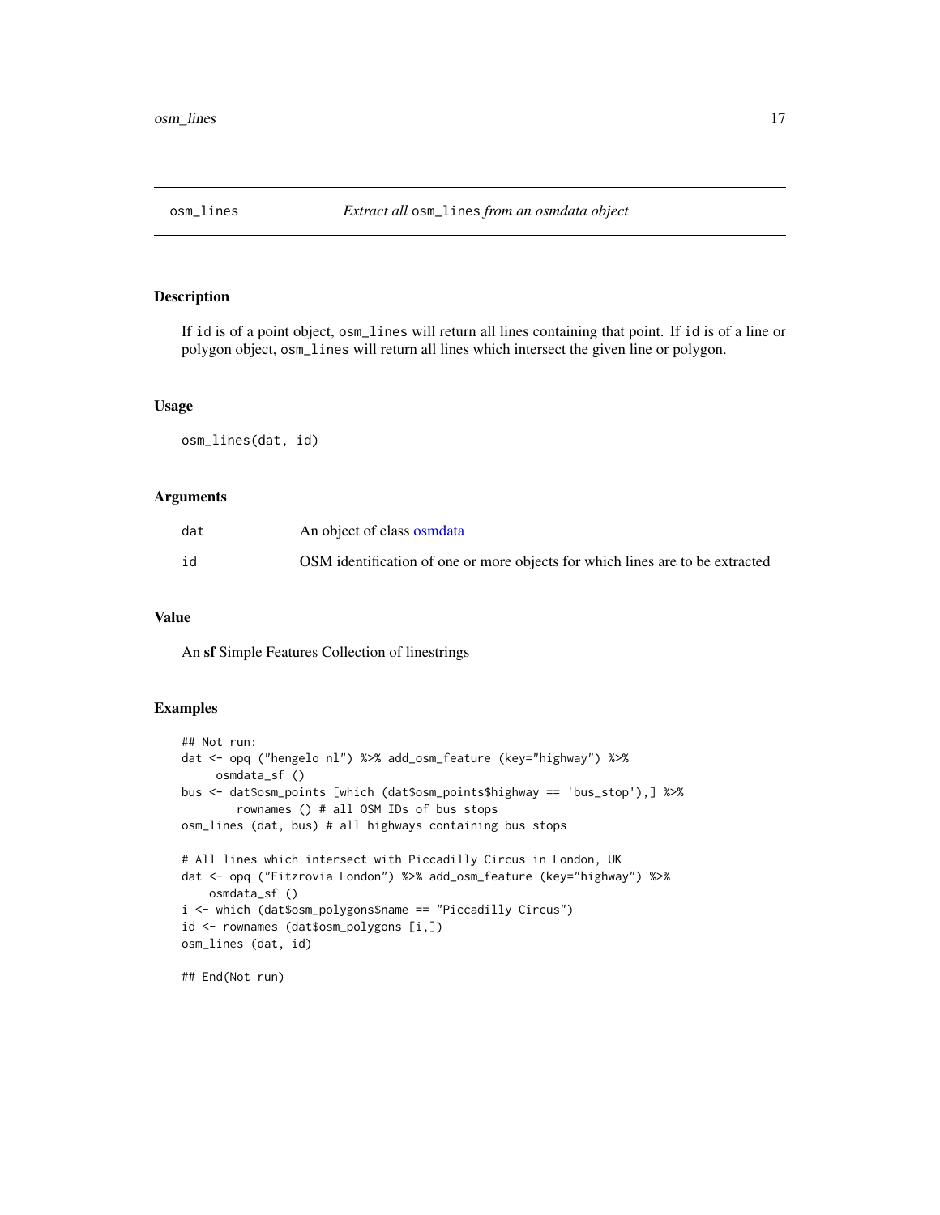## osm_lines — *Extract all* `osm_lines` *from an osmdata object*

### Description

If `id` is of a point object, `osm_lines` will return all lines containing that point. If `id` is of a line or polygon object, `osm_lines` will return all lines which intersect the given line or polygon.

### Usage

```
osm_lines(dat, id)
```

### Arguments

| | |
|---|---|
| `dat` | An object of class osmdata |
| `id` | OSM identification of one or more objects for which lines are to be extracted |

### Value

An **sf** Simple Features Collection of linestrings

### Examples

```
## Not run:
dat <- opq ("hengelo nl") %>% add_osm_feature (key="highway") %>%
     osmdata_sf ()
bus <- dat$osm_points [which (dat$osm_points$highway == 'bus_stop'),] %>%
        rownames () # all OSM IDs of bus stops
osm_lines (dat, bus) # all highways containing bus stops

# All lines which intersect with Piccadilly Circus in London, UK
dat <- opq ("Fitzrovia London") %>% add_osm_feature (key="highway") %>%
    osmdata_sf ()
i <- which (dat$osm_polygons$name == "Piccadilly Circus")
id <- rownames (dat$osm_polygons [i,])
osm_lines (dat, id)

## End(Not run)
```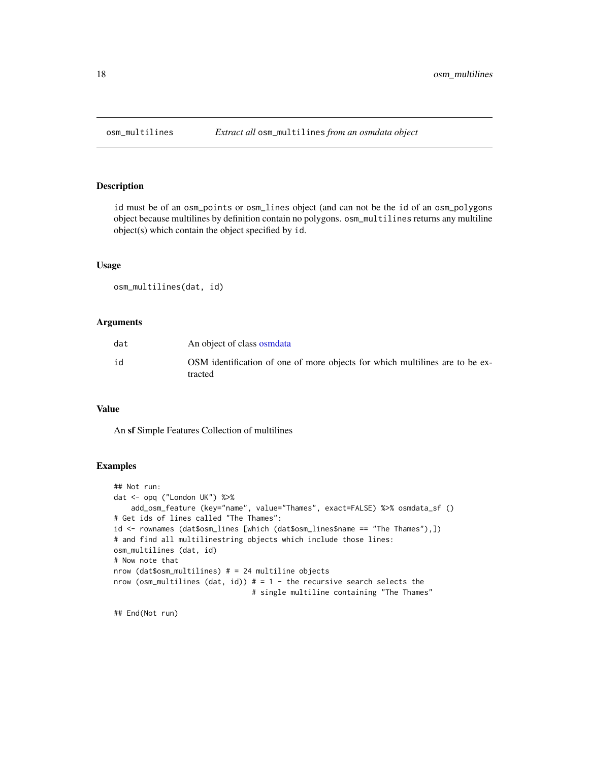# osm_multilines — *Extract all* `osm_multilines` *from an osmdata object*

## Description

`id` must be of an `osm_points` or `osm_lines` object (and can not be the `id` of an `osm_polygons` object because multilines by definition contain no polygons. `osm_multilines` returns any multiline object(s) which contain the object specified by `id`.

## Usage

```
osm_multilines(dat, id)
```

## Arguments

| | |
|---|---|
| dat | An object of class osmdata |
| id | OSM identification of one of more objects for which multilines are to be extracted |

## Value

An **sf** Simple Features Collection of multilines

## Examples

```
## Not run:
dat <- opq ("London UK") %>%
    add_osm_feature (key="name", value="Thames", exact=FALSE) %>% osmdata_sf ()
# Get ids of lines called "The Thames":
id <- rownames (dat$osm_lines [which (dat$osm_lines$name == "The Thames"),])
# and find all multilinestring objects which include those lines:
osm_multilines (dat, id)
# Now note that
nrow (dat$osm_multilines) # = 24 multiline objects
nrow (osm_multilines (dat, id)) # = 1 - the recursive search selects the
                                # single multiline containing "The Thames"

## End(Not run)
```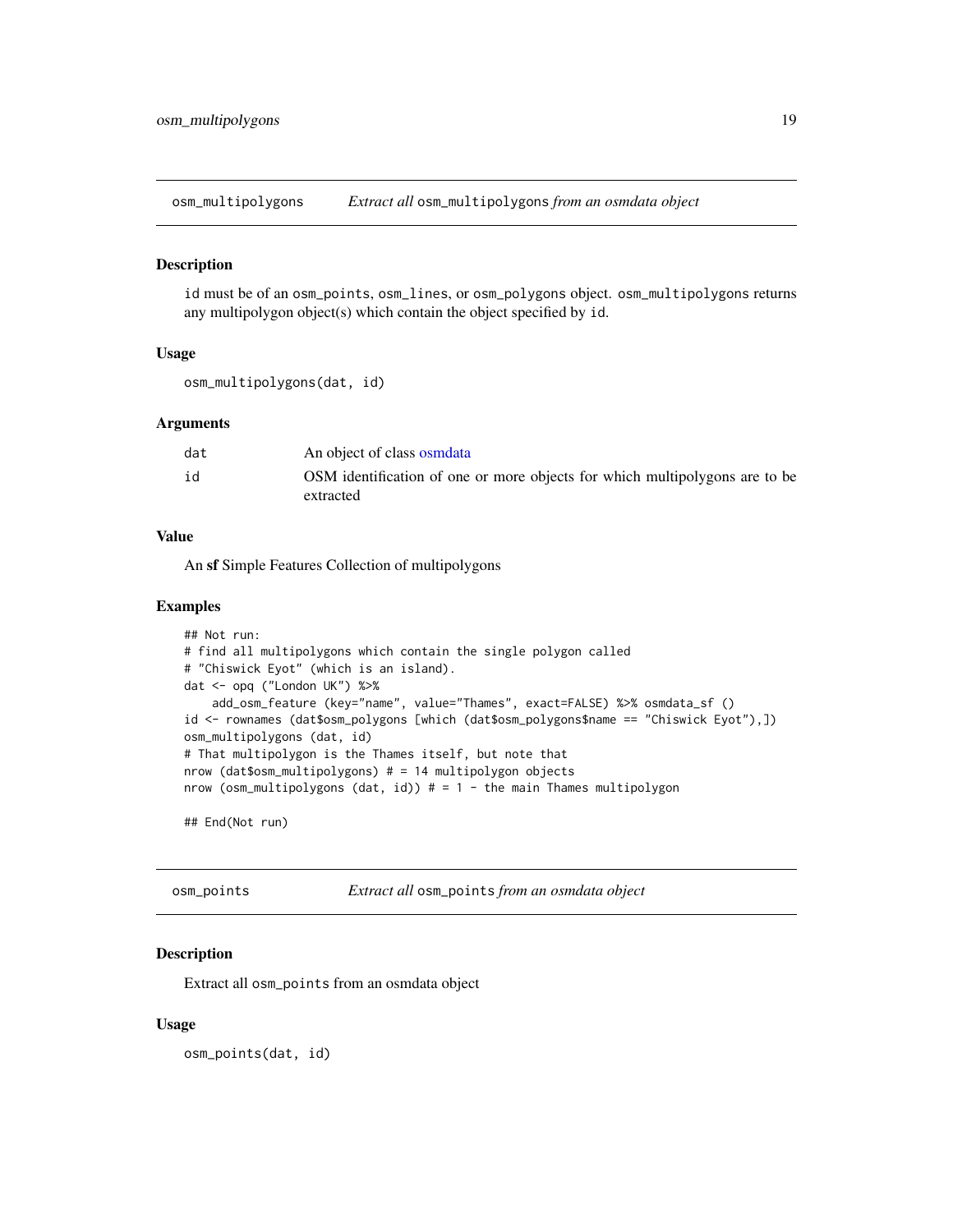## osm_multipolygons — *Extract all* `osm_multipolygons` *from an osmdata object*

### Description

`id` must be of an `osm_points`, `osm_lines`, or `osm_polygons` object. `osm_multipolygons` returns any multipolygon object(s) which contain the object specified by `id`.

### Usage

```
osm_multipolygons(dat, id)
```

### Arguments

| | |
|---|---|
| `dat` | An object of class osmdata |
| `id` | OSM identification of one or more objects for which multipolygons are to be extracted |

### Value

An **sf** Simple Features Collection of multipolygons

### Examples

```
## Not run:
# find all multipolygons which contain the single polygon called
# "Chiswick Eyot" (which is an island).
dat <- opq ("London UK") %>%
    add_osm_feature (key="name", value="Thames", exact=FALSE) %>% osmdata_sf ()
id <- rownames (dat$osm_polygons [which (dat$osm_polygons$name == "Chiswick Eyot"),])
osm_multipolygons (dat, id)
# That multipolygon is the Thames itself, but note that
nrow (dat$osm_multipolygons) # = 14 multipolygon objects
nrow (osm_multipolygons (dat, id)) # = 1 - the main Thames multipolygon

## End(Not run)
```

## osm_points — *Extract all* `osm_points` *from an osmdata object*

### Description

Extract all `osm_points` from an osmdata object

### Usage

```
osm_points(dat, id)
```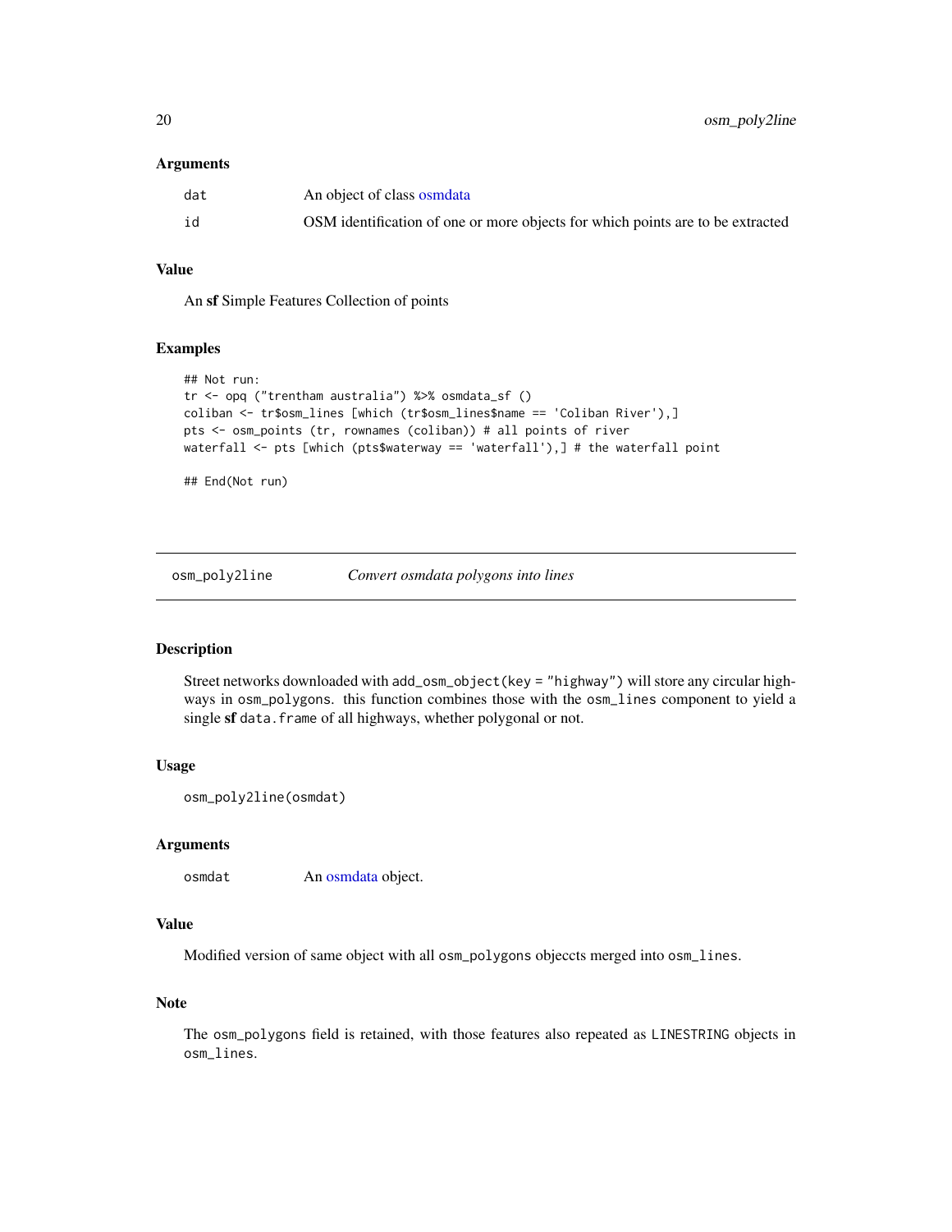### Arguments

| | |
|---|---|
| dat | An object of class osmdata |
| id | OSM identification of one or more objects for which points are to be extracted |

### Value

An **sf** Simple Features Collection of points

### Examples

```
## Not run:
tr <- opq ("trentham australia") %>% osmdata_sf ()
coliban <- tr$osm_lines [which (tr$osm_lines$name == 'Coliban River'),]
pts <- osm_points (tr, rownames (coliban)) # all points of river
waterfall <- pts [which (pts$waterway == 'waterfall'),] # the waterfall point

## End(Not run)
```

---

## osm_poly2line — *Convert osmdata polygons into lines*

### Description

Street networks downloaded with `add_osm_object(key = "highway")` will store any circular highways in `osm_polygons`. this function combines those with the `osm_lines` component to yield a single **sf** `data.frame` of all highways, whether polygonal or not.

### Usage

```
osm_poly2line(osmdat)
```

### Arguments

| | |
|---|---|
| osmdat | An osmdata object. |

### Value

Modified version of same object with all `osm_polygons` objeccts merged into `osm_lines`.

### Note

The `osm_polygons` field is retained, with those features also repeated as `LINESTRING` objects in `osm_lines`.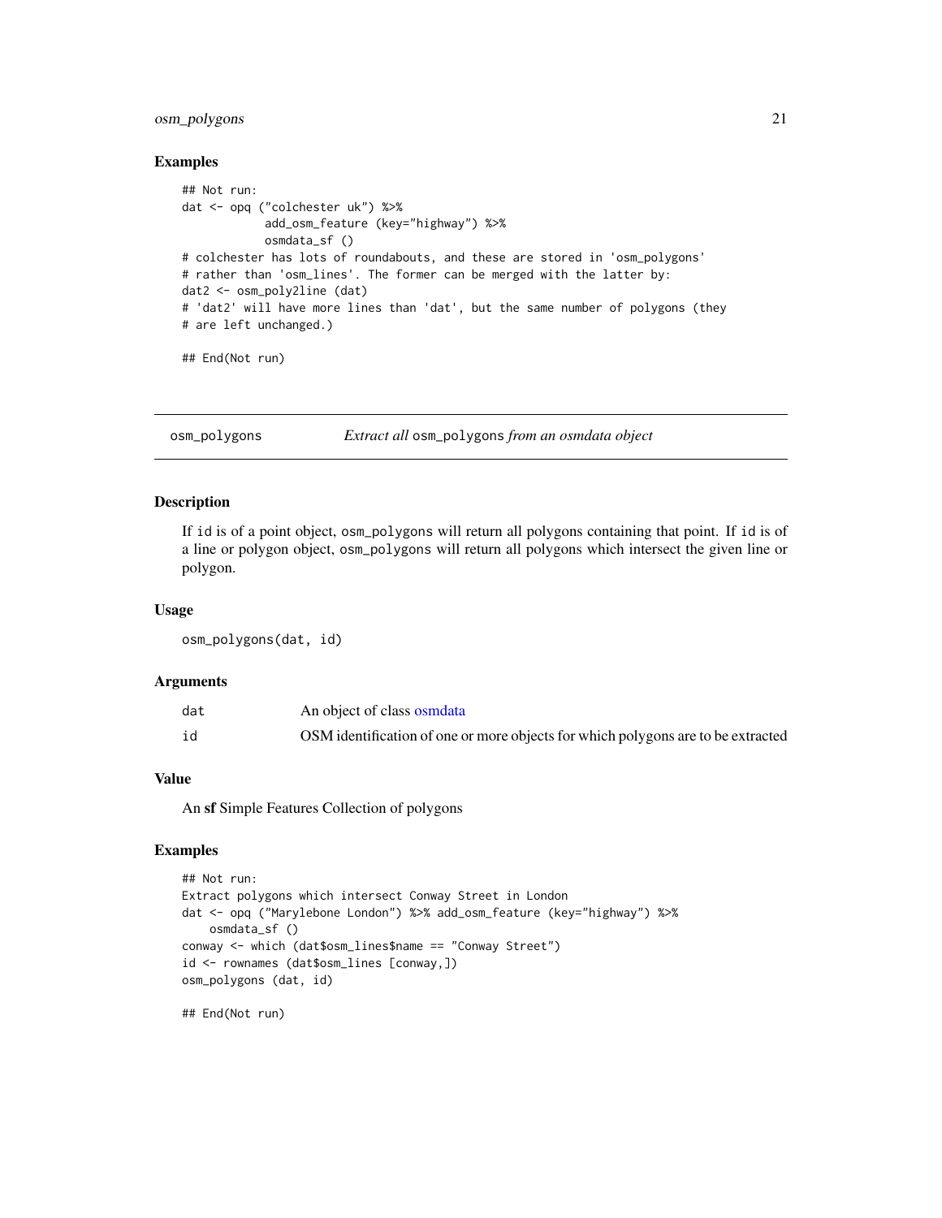### Examples

```
## Not run:
dat <- opq ("colchester uk") %>%
            add_osm_feature (key="highway") %>%
            osmdata_sf ()
# colchester has lots of roundabouts, and these are stored in 'osm_polygons'
# rather than 'osm_lines'. The former can be merged with the latter by:
dat2 <- osm_poly2line (dat)
# 'dat2' will have more lines than 'dat', but the same number of polygons (they
# are left unchanged.)

## End(Not run)
```

---

## osm_polygons — *Extract all* osm_polygons *from an osmdata object*

### Description

If id is of a point object, osm_polygons will return all polygons containing that point. If id is of a line or polygon object, osm_polygons will return all polygons which intersect the given line or polygon.

### Usage

```
osm_polygons(dat, id)
```

### Arguments

| | |
|---|---|
| dat | An object of class osmdata |
| id | OSM identification of one or more objects for which polygons are to be extracted |

### Value

An **sf** Simple Features Collection of polygons

### Examples

```
## Not run:
Extract polygons which intersect Conway Street in London
dat <- opq ("Marylebone London") %>% add_osm_feature (key="highway") %>%
    osmdata_sf ()
conway <- which (dat$osm_lines$name == "Conway Street")
id <- rownames (dat$osm_lines [conway,])
osm_polygons (dat, id)

## End(Not run)
```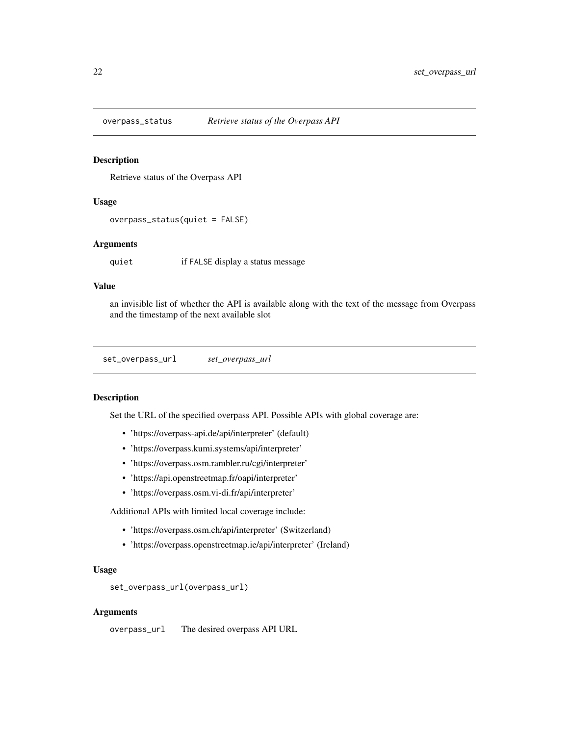## overpass_status — *Retrieve status of the Overpass API*

### Description

Retrieve status of the Overpass API

### Usage

```
overpass_status(quiet = FALSE)
```

### Arguments

| | |
|---|---|
| quiet | if FALSE display a status message |

### Value

an invisible list of whether the API is available along with the text of the message from Overpass and the timestamp of the next available slot

## set_overpass_url — *set_overpass_url*

### Description

Set the URL of the specified overpass API. Possible APIs with global coverage are:

- 'https://overpass-api.de/api/interpreter' (default)
- 'https://overpass.kumi.systems/api/interpreter'
- 'https://overpass.osm.rambler.ru/cgi/interpreter'
- 'https://api.openstreetmap.fr/oapi/interpreter'
- 'https://overpass.osm.vi-di.fr/api/interpreter'

Additional APIs with limited local coverage include:

- 'https://overpass.osm.ch/api/interpreter' (Switzerland)
- 'https://overpass.openstreetmap.ie/api/interpreter' (Ireland)

### Usage

```
set_overpass_url(overpass_url)
```

### Arguments

| | |
|---|---|
| overpass_url | The desired overpass API URL |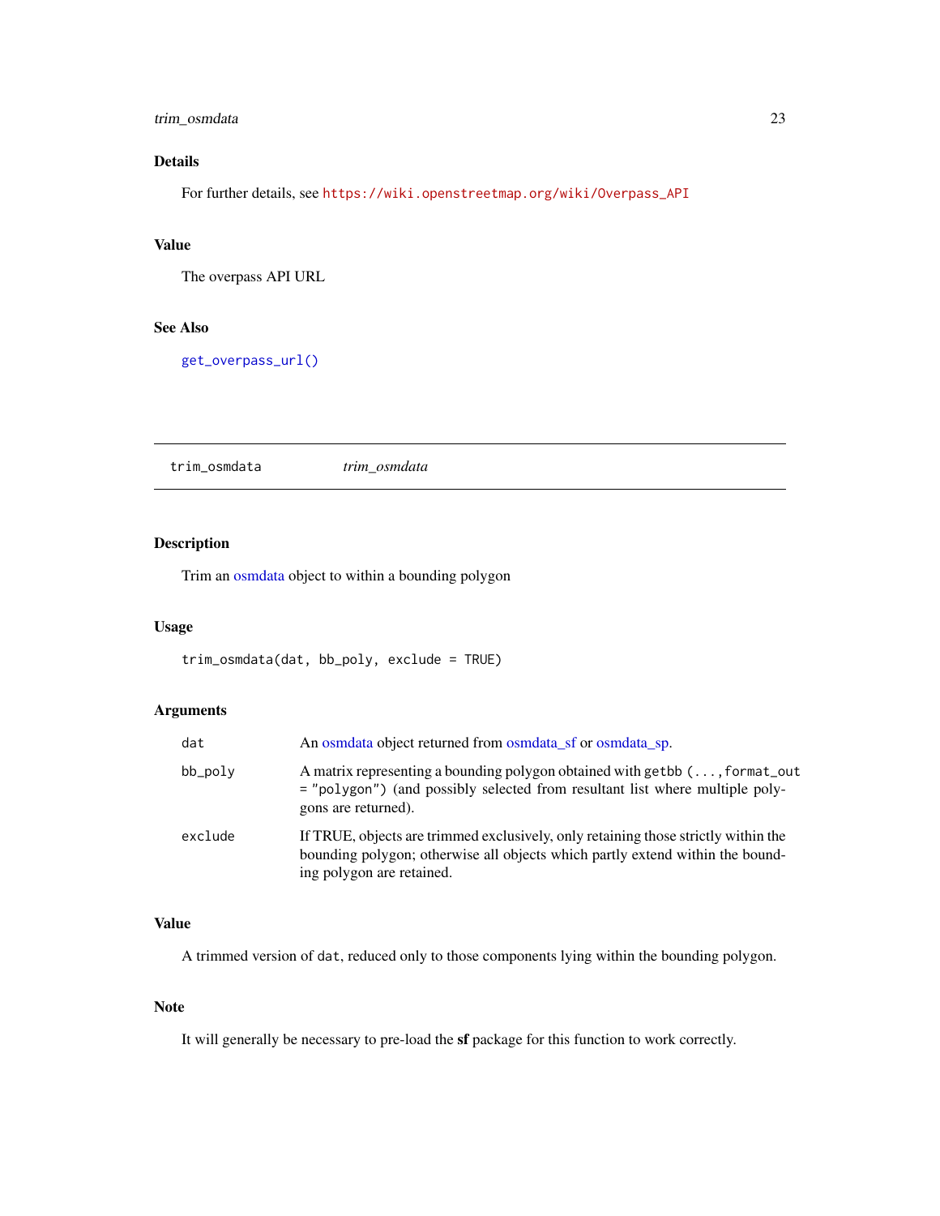### Details

For further details, see https://wiki.openstreetmap.org/wiki/Overpass_API

### Value

The overpass API URL

### See Also

get_overpass_url()

---

## trim_osmdata *trim_osmdata*

### Description

Trim an osmdata object to within a bounding polygon

### Usage

```
trim_osmdata(dat, bb_poly, exclude = TRUE)
```

### Arguments

| | |
|---|---|
| dat | An osmdata object returned from osmdata_sf or osmdata_sp. |
| bb_poly | A matrix representing a bounding polygon obtained with `getbb (...,format_out = "polygon")` (and possibly selected from resultant list where multiple polygons are returned). |
| exclude | If TRUE, objects are trimmed exclusively, only retaining those strictly within the bounding polygon; otherwise all objects which partly extend within the bounding polygon are retained. |

### Value

A trimmed version of `dat`, reduced only to those components lying within the bounding polygon.

### Note

It will generally be necessary to pre-load the **sf** package for this function to work correctly.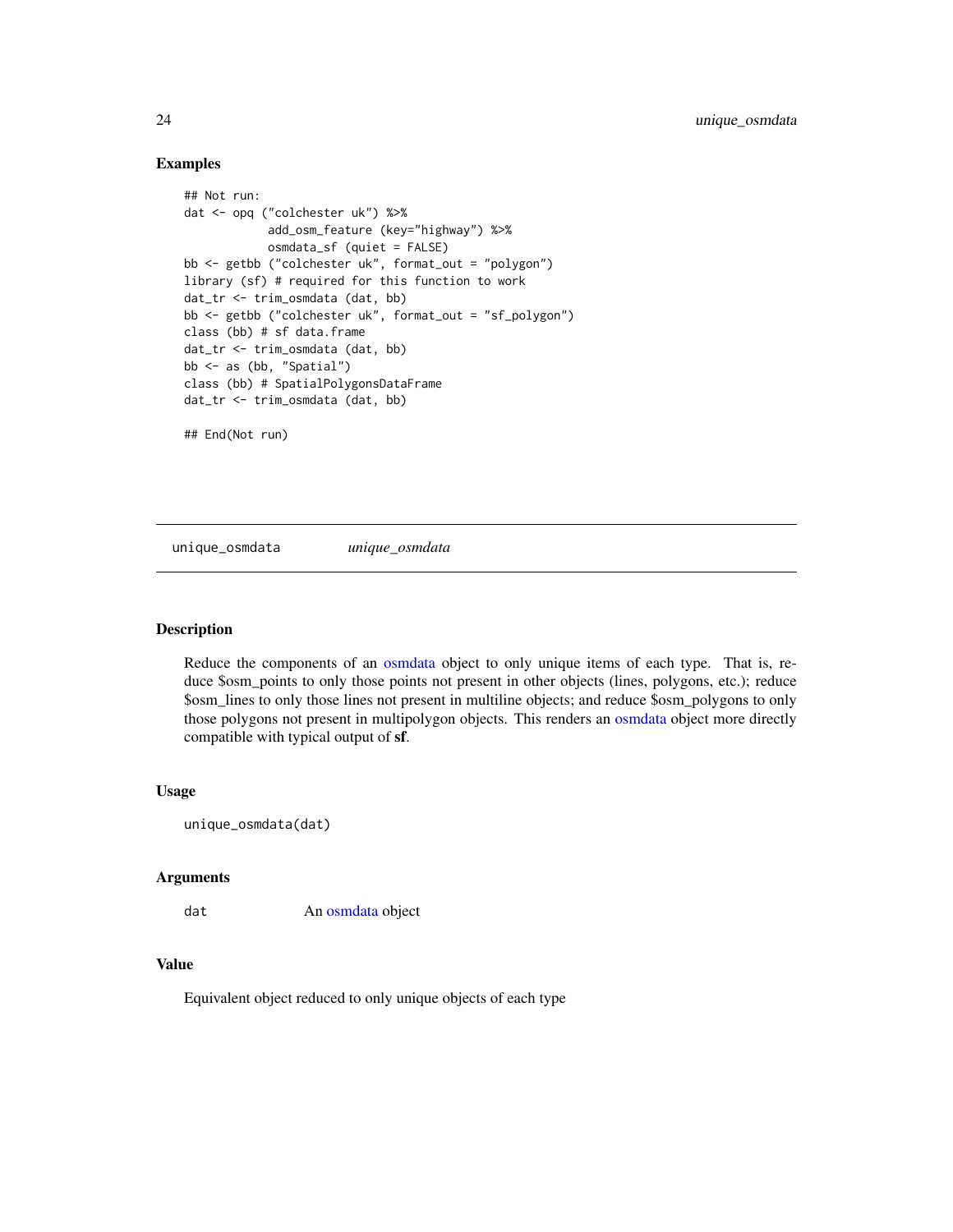## Examples

```
## Not run:
dat <- opq ("colchester uk") %>%
            add_osm_feature (key="highway") %>%
            osmdata_sf (quiet = FALSE)
bb <- getbb ("colchester uk", format_out = "polygon")
library (sf) # required for this function to work
dat_tr <- trim_osmdata (dat, bb)
bb <- getbb ("colchester uk", format_out = "sf_polygon")
class (bb) # sf data.frame
dat_tr <- trim_osmdata (dat, bb)
bb <- as (bb, "Spatial")
class (bb) # SpatialPolygonsDataFrame
dat_tr <- trim_osmdata (dat, bb)

## End(Not run)
```

---

# unique_osmdata    *unique_osmdata*

## Description

Reduce the components of an osmdata object to only unique items of each type. That is, reduce $osm_points to only those points not present in other objects (lines, polygons, etc.); reduce $osm_lines to only those lines not present in multiline objects; and reduce $osm_polygons to only those polygons not present in multipolygon objects. This renders an osmdata object more directly compatible with typical output of **sf**.

## Usage

```
unique_osmdata(dat)
```

## Arguments

| | |
|---|---|
| dat | An osmdata object |

## Value

Equivalent object reduced to only unique objects of each type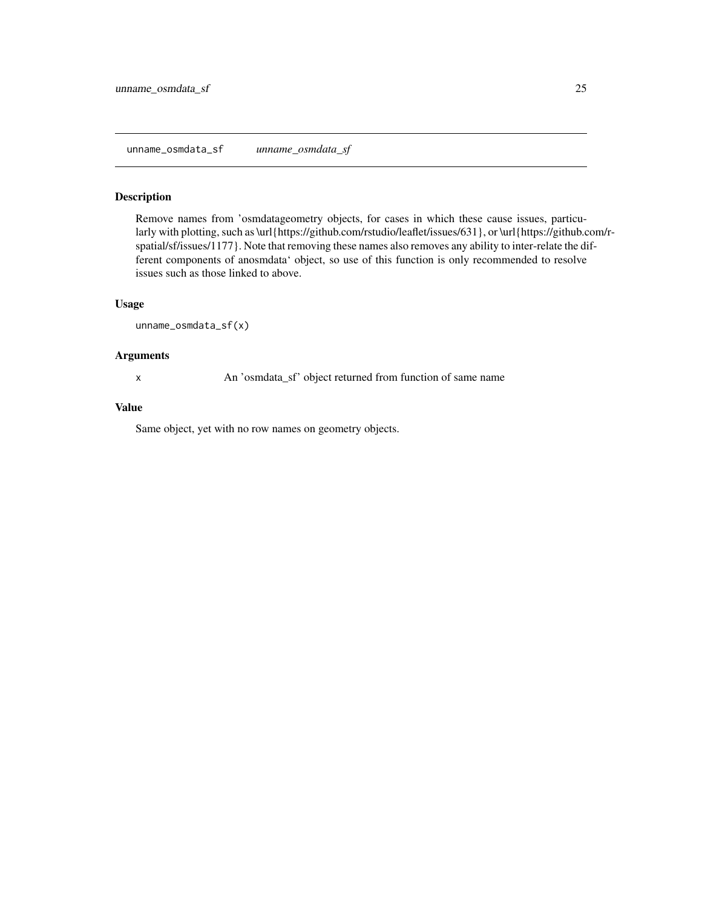## unname_osmdata_sf — *unname_osmdata_sf*

### Description

Remove names from 'osmdatageometry objects, for cases in which these cause issues, particularly with plotting, such as \url{https://github.com/rstudio/leaflet/issues/631}, or \url{https://github.com/r-spatial/sf/issues/1177}. Note that removing these names also removes any ability to inter-relate the different components of anosmdata' object, so use of this function is only recommended to resolve issues such as those linked to above.

### Usage

```
unname_osmdata_sf(x)
```

### Arguments

| | |
|---|---|
| x | An 'osmdata_sf' object returned from function of same name |

### Value

Same object, yet with no row names on geometry objects.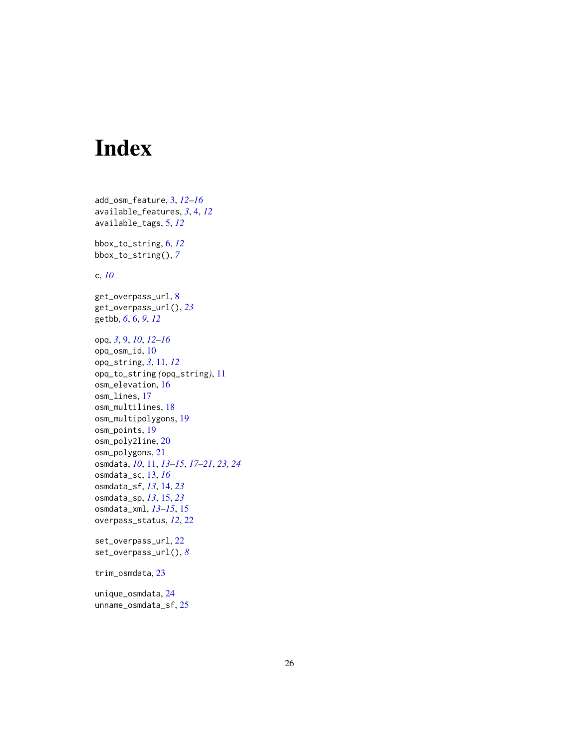# Index

add_osm_feature, 3, *12–16*
available_features, *3*, 4, *12*
available_tags, 5, *12*

bbox_to_string, 6, *12*
bbox_to_string(), *7*

c, *10*

get_overpass_url, 8
get_overpass_url(), *23*
getbb, *6*, 6, *9*, *12*

opq, *3*, 9, *10*, *12–16*
opq_osm_id, 10
opq_string, *3*, 11, *12*
opq_to_string (opq_string), 11
osm_elevation, 16
osm_lines, 17
osm_multilines, 18
osm_multipolygons, 19
osm_points, 19
osm_poly2line, 20
osm_polygons, 21
osmdata, *10*, 11, *13–15*, *17–21*, *23, 24*
osmdata_sc, 13, *16*
osmdata_sf, *13*, 14, *23*
osmdata_sp, *13*, 15, *23*
osmdata_xml, *13–15*, 15
overpass_status, *12*, 22

set_overpass_url, 22
set_overpass_url(), *8*

trim_osmdata, 23

unique_osmdata, 24
unname_osmdata_sf, 25